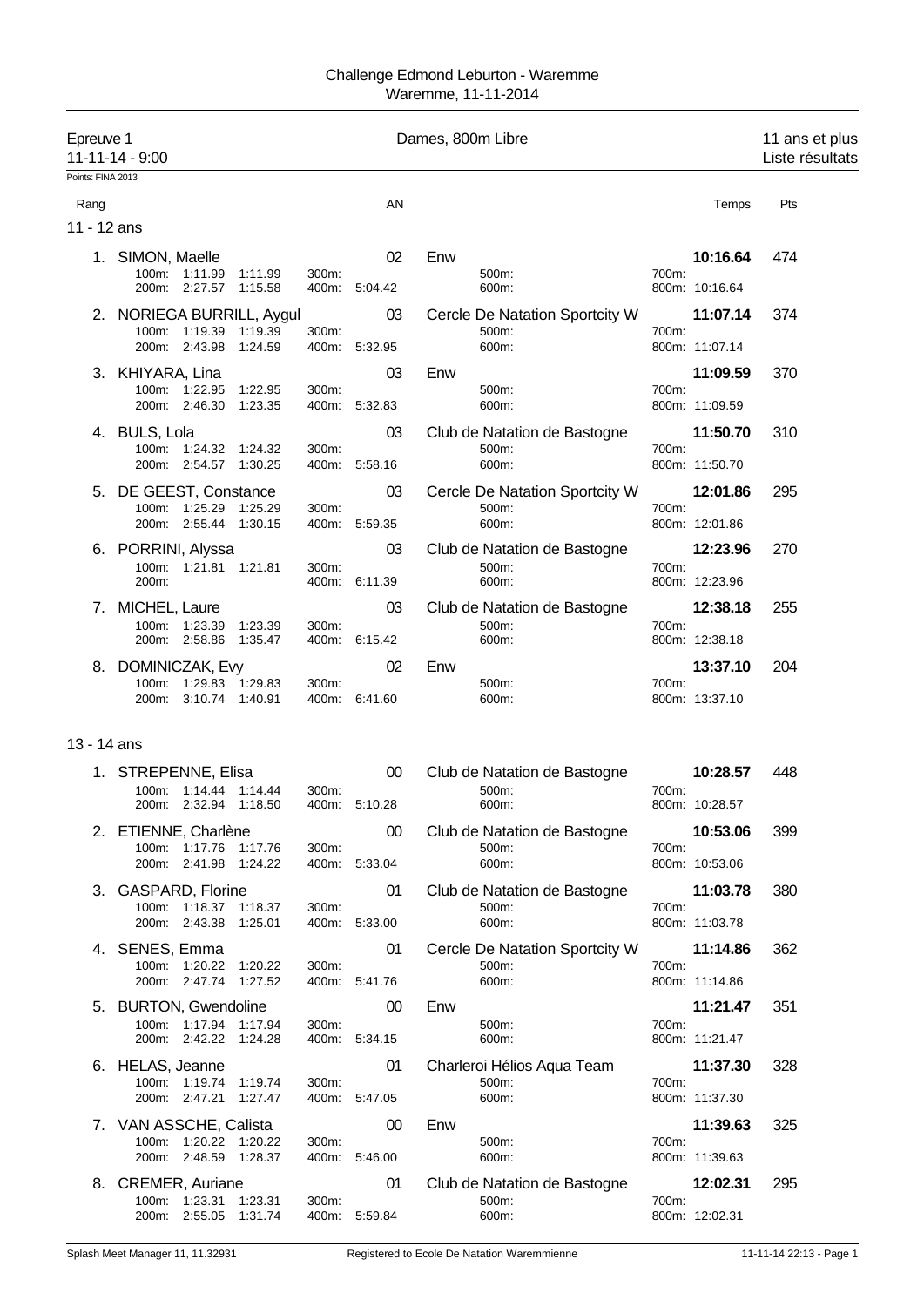Challenge Edmond Leburton - Waremme
Waremme, 11-11-2014

Epreuve 1 — Dames, 800m Libre — 11 ans et plus
11-11-14 - 9:00 — Liste résultats

Points: FINA 2013

## 11 - 12 ans

| Rang | Nom | AN | Club | Temps | Pts |
|---|---|---|---|---|---|
| 1. | SIMON, Maelle | 02 | Enw | 10:16.64 | 474 |
| | 100m: 1:11.99 1:11.99 / 200m: 2:27.57 1:15.58 / 300m: / 400m: 5:04.42 | | 500m: / 600m: | 700m: / 800m: 10:16.64 | |
| 2. | NORIEGA BURRILL, Aygul | 03 | Cercle De Natation Sportcity W | 11:07.14 | 374 |
| | 100m: 1:19.39 1:19.39 / 200m: 2:43.98 1:24.59 / 300m: / 400m: 5:32.95 | | 500m: / 600m: | 700m: / 800m: 11:07.14 | |
| 3. | KHIYARA, Lina | 03 | Enw | 11:09.59 | 370 |
| | 100m: 1:22.95 1:22.95 / 200m: 2:46.30 1:23.35 / 300m: / 400m: 5:32.83 | | 500m: / 600m: | 700m: / 800m: 11:09.59 | |
| 4. | BULS, Lola | 03 | Club de Natation de Bastogne | 11:50.70 | 310 |
| | 100m: 1:24.32 1:24.32 / 200m: 2:54.57 1:30.25 / 300m: / 400m: 5:58.16 | | 500m: / 600m: | 700m: / 800m: 11:50.70 | |
| 5. | DE GEEST, Constance | 03 | Cercle De Natation Sportcity W | 12:01.86 | 295 |
| | 100m: 1:25.29 1:25.29 / 200m: 2:55.44 1:30.15 / 300m: / 400m: 5:59.35 | | 500m: / 600m: | 700m: / 800m: 12:01.86 | |
| 6. | PORRINI, Alyssa | 03 | Club de Natation de Bastogne | 12:23.96 | 270 |
| | 100m: 1:21.81 1:21.81 / 200m: / 300m: / 400m: 6:11.39 | | 500m: / 600m: | 700m: / 800m: 12:23.96 | |
| 7. | MICHEL, Laure | 03 | Club de Natation de Bastogne | 12:38.18 | 255 |
| | 100m: 1:23.39 1:23.39 / 200m: 2:58.86 1:35.47 / 300m: / 400m: 6:15.42 | | 500m: / 600m: | 700m: / 800m: 12:38.18 | |
| 8. | DOMINICZAK, Evy | 02 | Enw | 13:37.10 | 204 |
| | 100m: 1:29.83 1:29.83 / 200m: 3:10.74 1:40.91 / 300m: / 400m: 6:41.60 | | 500m: / 600m: | 700m: / 800m: 13:37.10 | |

## 13 - 14 ans

| Rang | Nom | AN | Club | Temps | Pts |
|---|---|---|---|---|---|
| 1. | STREPENNE, Elisa | 00 | Club de Natation de Bastogne | 10:28.57 | 448 |
| | 100m: 1:14.44 1:14.44 / 200m: 2:32.94 1:18.50 / 300m: / 400m: 5:10.28 | | 500m: / 600m: | 700m: / 800m: 10:28.57 | |
| 2. | ETIENNE, Charlène | 00 | Club de Natation de Bastogne | 10:53.06 | 399 |
| | 100m: 1:17.76 1:17.76 / 200m: 2:41.98 1:24.22 / 300m: / 400m: 5:33.04 | | 500m: / 600m: | 700m: / 800m: 10:53.06 | |
| 3. | GASPARD, Florine | 01 | Club de Natation de Bastogne | 11:03.78 | 380 |
| | 100m: 1:18.37 1:18.37 / 200m: 2:43.38 1:25.01 / 300m: / 400m: 5:33.00 | | 500m: / 600m: | 700m: / 800m: 11:03.78 | |
| 4. | SENES, Emma | 01 | Cercle De Natation Sportcity W | 11:14.86 | 362 |
| | 100m: 1:20.22 1:20.22 / 200m: 2:47.74 1:27.52 / 300m: / 400m: 5:41.76 | | 500m: / 600m: | 700m: / 800m: 11:14.86 | |
| 5. | BURTON, Gwendoline | 00 | Enw | 11:21.47 | 351 |
| | 100m: 1:17.94 1:17.94 / 200m: 2:42.22 1:24.28 / 300m: / 400m: 5:34.15 | | 500m: / 600m: | 700m: / 800m: 11:21.47 | |
| 6. | HELAS, Jeanne | 01 | Charleroi Hélios Aqua Team | 11:37.30 | 328 |
| | 100m: 1:19.74 1:19.74 / 200m: 2:47.21 1:27.47 / 300m: / 400m: 5:47.05 | | 500m: / 600m: | 700m: / 800m: 11:37.30 | |
| 7. | VAN ASSCHE, Calista | 00 | Enw | 11:39.63 | 325 |
| | 100m: 1:20.22 1:20.22 / 200m: 2:48.59 1:28.37 / 300m: / 400m: 5:46.00 | | 500m: / 600m: | 700m: / 800m: 11:39.63 | |
| 8. | CREMER, Auriane | 01 | Club de Natation de Bastogne | 12:02.31 | 295 |
| | 100m: 1:23.31 1:23.31 / 200m: 2:55.05 1:31.74 / 300m: / 400m: 5:59.84 | | 500m: / 600m: | 700m: / 800m: 12:02.31 | |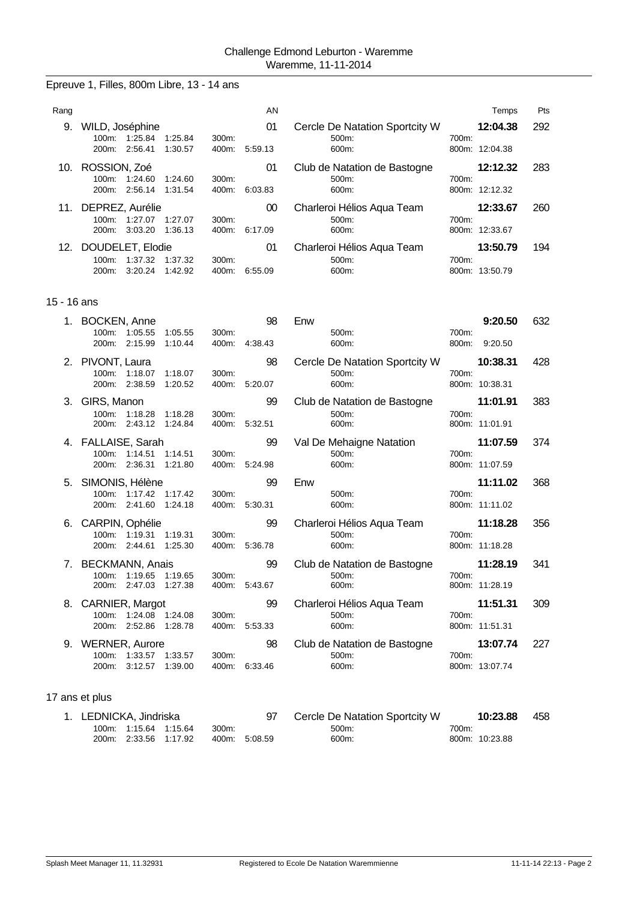Challenge Edmond Leburton - Waremme
Waremme, 11-11-2014

## Epreuve 1, Filles, 800m Libre, 13 - 14 ans

| Rang | Nom | AN | Club | Temps | Pts |
|---|---|---|---|---|---|
| 9. | WILD, Joséphine | 01 | Cercle De Natation Sportcity W | **12:04.38** | 292 |
| | 100m: 1:25.84 1:25.84 / 200m: 2:56.41 1:30.57 / 300m: / 400m: 5:59.13 / 500m: / 600m: / 700m: / 800m: 12:04.38 | | | | |
| 10. | ROSSION, Zoé | 01 | Club de Natation de Bastogne | **12:12.32** | 283 |
| | 100m: 1:24.60 1:24.60 / 200m: 2:56.14 1:31.54 / 300m: / 400m: 6:03.83 / 500m: / 600m: / 700m: / 800m: 12:12.32 | | | | |
| 11. | DEPREZ, Aurélie | 00 | Charleroi Hélios Aqua Team | **12:33.67** | 260 |
| | 100m: 1:27.07 1:27.07 / 200m: 3:03.20 1:36.13 / 300m: / 400m: 6:17.09 / 500m: / 600m: / 700m: / 800m: 12:33.67 | | | | |
| 12. | DOUDELET, Elodie | 01 | Charleroi Hélios Aqua Team | **13:50.79** | 194 |
| | 100m: 1:37.32 1:37.32 / 200m: 3:20.24 1:42.92 / 300m: / 400m: 6:55.09 / 500m: / 600m: / 700m: / 800m: 13:50.79 | | | | |

### 15 - 16 ans

| Rang | Nom | AN | Club | Temps | Pts |
|---|---|---|---|---|---|
| 1. | BOCKEN, Anne | 98 | Enw | **9:20.50** | 632 |
| | 100m: 1:05.55 1:05.55 / 200m: 2:15.99 1:10.44 / 300m: / 400m: 4:38.43 / 500m: / 600m: / 700m: / 800m: 9:20.50 | | | | |
| 2. | PIVONT, Laura | 98 | Cercle De Natation Sportcity W | **10:38.31** | 428 |
| | 100m: 1:18.07 1:18.07 / 200m: 2:38.59 1:20.52 / 300m: / 400m: 5:20.07 / 500m: / 600m: / 700m: / 800m: 10:38.31 | | | | |
| 3. | GIRS, Manon | 99 | Club de Natation de Bastogne | **11:01.91** | 383 |
| | 100m: 1:18.28 1:18.28 / 200m: 2:43.12 1:24.84 / 300m: / 400m: 5:32.51 / 500m: / 600m: / 700m: / 800m: 11:01.91 | | | | |
| 4. | FALLAISE, Sarah | 99 | Val De Mehaigne Natation | **11:07.59** | 374 |
| | 100m: 1:14.51 1:14.51 / 200m: 2:36.31 1:21.80 / 300m: / 400m: 5:24.98 / 500m: / 600m: / 700m: / 800m: 11:07.59 | | | | |
| 5. | SIMONIS, Hélène | 99 | Enw | **11:11.02** | 368 |
| | 100m: 1:17.42 1:17.42 / 200m: 2:41.60 1:24.18 / 300m: / 400m: 5:30.31 / 500m: / 600m: / 700m: / 800m: 11:11.02 | | | | |
| 6. | CARPIN, Ophélie | 99 | Charleroi Hélios Aqua Team | **11:18.28** | 356 |
| | 100m: 1:19.31 1:19.31 / 200m: 2:44.61 1:25.30 / 300m: / 400m: 5:36.78 / 500m: / 600m: / 700m: / 800m: 11:18.28 | | | | |
| 7. | BECKMANN, Anais | 99 | Club de Natation de Bastogne | **11:28.19** | 341 |
| | 100m: 1:19.65 1:19.65 / 200m: 2:47.03 1:27.38 / 300m: / 400m: 5:43.67 / 500m: / 600m: / 700m: / 800m: 11:28.19 | | | | |
| 8. | CARNIER, Margot | 99 | Charleroi Hélios Aqua Team | **11:51.31** | 309 |
| | 100m: 1:24.08 1:24.08 / 200m: 2:52.86 1:28.78 / 300m: / 400m: 5:53.33 / 500m: / 600m: / 700m: / 800m: 11:51.31 | | | | |
| 9. | WERNER, Aurore | 98 | Club de Natation de Bastogne | **13:07.74** | 227 |
| | 100m: 1:33.57 1:33.57 / 200m: 3:12.57 1:39.00 / 300m: / 400m: 6:33.46 / 500m: / 600m: / 700m: / 800m: 13:07.74 | | | | |

### 17 ans et plus

| Rang | Nom | AN | Club | Temps | Pts |
|---|---|---|---|---|---|
| 1. | LEDNICKA, Jindriska | 97 | Cercle De Natation Sportcity W | **10:23.88** | 458 |
| | 100m: 1:15.64 1:15.64 / 200m: 2:33.56 1:17.92 / 300m: / 400m: 5:08.59 / 500m: / 600m: / 700m: / 800m: 10:23.88 | | | | |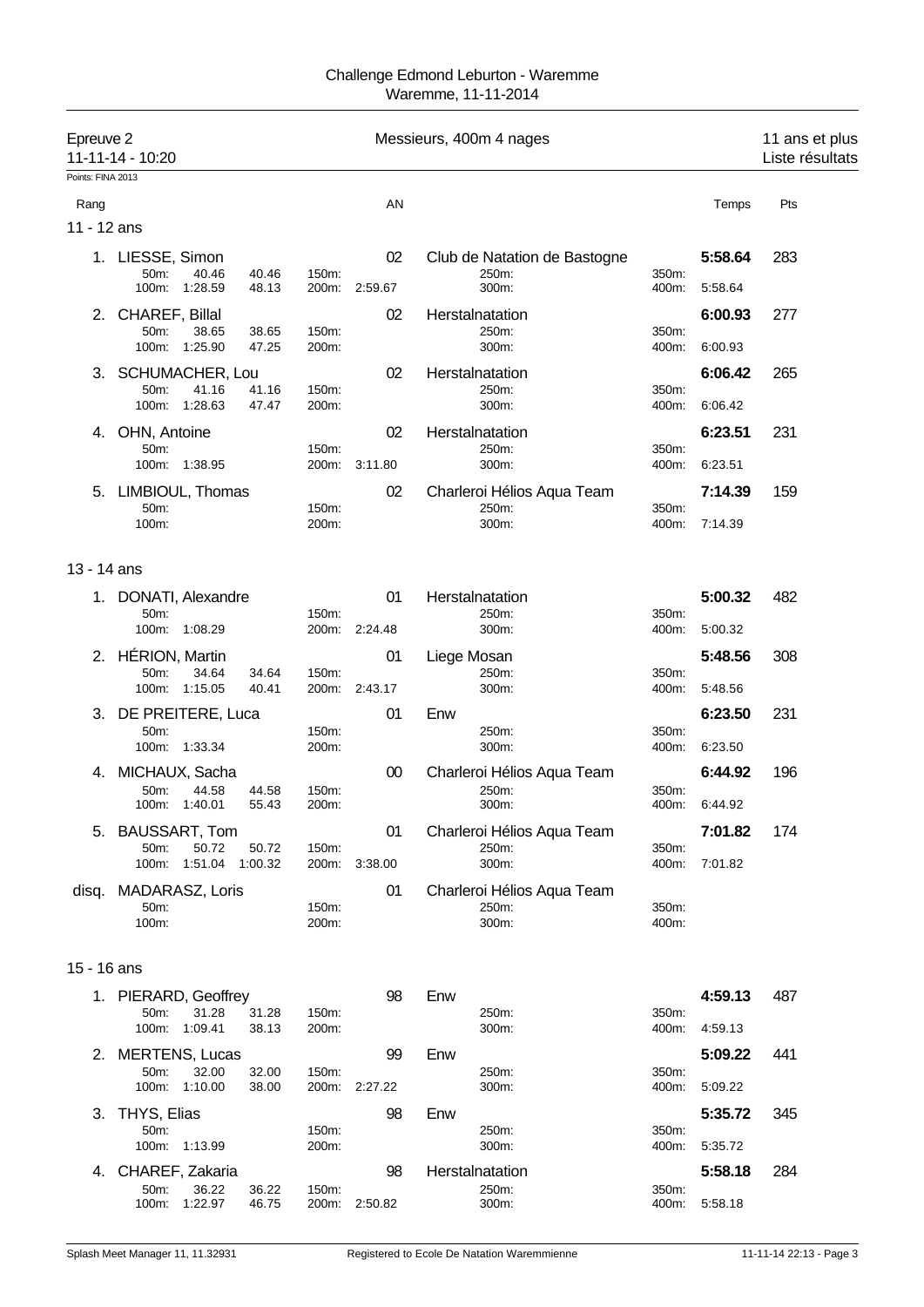Challenge Edmond Leburton - Waremme
Waremme, 11-11-2014

## Epreuve 2 — Messieurs, 400m 4 nages — 11 ans et plus

11-11-14 - 10:20 — Liste résultats

Points: FINA 2013

### 11 - 12 ans

| Rang | Nom | AN | Club | Temps | Pts |
|---|---|---|---|---|---|
| 1. | LIESSE, Simon | 02 | Club de Natation de Bastogne | 5:58.64 | 283 |
| | 50m: 40.46 40.46 / 100m: 1:28.59 48.13 / 150m: / 200m: 2:59.67 | | 250m: / 300m: / 350m: / 400m: 5:58.64 | | |
| 2. | CHAREF, Billal | 02 | Herstalnatation | 6:00.93 | 277 |
| | 50m: 38.65 38.65 / 100m: 1:25.90 47.25 / 150m: / 200m: | | 250m: / 300m: / 350m: / 400m: 6:00.93 | | |
| 3. | SCHUMACHER, Lou | 02 | Herstalnatation | 6:06.42 | 265 |
| | 50m: 41.16 41.16 / 100m: 1:28.63 47.47 / 150m: / 200m: | | 250m: / 300m: / 350m: / 400m: 6:06.42 | | |
| 4. | OHN, Antoine | 02 | Herstalnatation | 6:23.51 | 231 |
| | 50m: / 100m: 1:38.95 / 150m: / 200m: 3:11.80 | | 250m: / 300m: / 350m: / 400m: 6:23.51 | | |
| 5. | LIMBIOUL, Thomas | 02 | Charleroi Hélios Aqua Team | 7:14.39 | 159 |
| | 50m: / 100m: / 150m: / 200m: | | 250m: / 300m: / 350m: / 400m: 7:14.39 | | |

### 13 - 14 ans

| Rang | Nom | AN | Club | Temps | Pts |
|---|---|---|---|---|---|
| 1. | DONATI, Alexandre | 01 | Herstalnatation | 5:00.32 | 482 |
| | 50m: / 100m: 1:08.29 / 150m: / 200m: 2:24.48 | | 250m: / 300m: / 350m: / 400m: 5:00.32 | | |
| 2. | HÉRION, Martin | 01 | Liege Mosan | 5:48.56 | 308 |
| | 50m: 34.64 34.64 / 100m: 1:15.05 40.41 / 150m: / 200m: 2:43.17 | | 250m: / 300m: / 350m: / 400m: 5:48.56 | | |
| 3. | DE PREITERE, Luca | 01 | Enw | 6:23.50 | 231 |
| | 50m: / 100m: 1:33.34 / 150m: / 200m: | | 250m: / 300m: / 350m: / 400m: 6:23.50 | | |
| 4. | MICHAUX, Sacha | 00 | Charleroi Hélios Aqua Team | 6:44.92 | 196 |
| | 50m: 44.58 44.58 / 100m: 1:40.01 55.43 / 150m: / 200m: | | 250m: / 300m: / 350m: / 400m: 6:44.92 | | |
| 5. | BAUSSART, Tom | 01 | Charleroi Hélios Aqua Team | 7:01.82 | 174 |
| | 50m: 50.72 50.72 / 100m: 1:51.04 1:00.32 / 150m: / 200m: 3:38.00 | | 250m: / 300m: / 350m: / 400m: 7:01.82 | | |
| disq. | MADARASZ, Loris | 01 | Charleroi Hélios Aqua Team | | |
| | 50m: / 100m: / 150m: / 200m: | | 250m: / 300m: / 350m: / 400m: | | |

### 15 - 16 ans

| Rang | Nom | AN | Club | Temps | Pts |
|---|---|---|---|---|---|
| 1. | PIERARD, Geoffrey | 98 | Enw | 4:59.13 | 487 |
| | 50m: 31.28 31.28 / 100m: 1:09.41 38.13 / 150m: / 200m: | | 250m: / 300m: / 350m: / 400m: 4:59.13 | | |
| 2. | MERTENS, Lucas | 99 | Enw | 5:09.22 | 441 |
| | 50m: 32.00 32.00 / 100m: 1:10.00 38.00 / 150m: / 200m: 2:27.22 | | 250m: / 300m: / 350m: / 400m: 5:09.22 | | |
| 3. | THYS, Elias | 98 | Enw | 5:35.72 | 345 |
| | 50m: / 100m: 1:13.99 / 150m: / 200m: | | 250m: / 300m: / 350m: / 400m: 5:35.72 | | |
| 4. | CHAREF, Zakaria | 98 | Herstalnatation | 5:58.18 | 284 |
| | 50m: 36.22 36.22 / 100m: 1:22.97 46.75 / 150m: / 200m: 2:50.82 | | 250m: / 300m: / 350m: / 400m: 5:58.18 | | |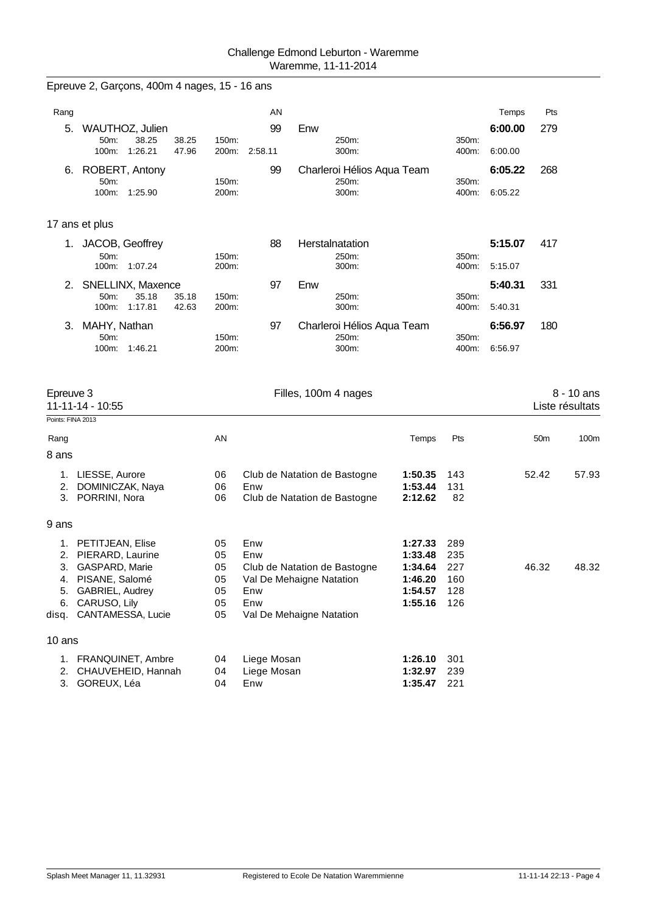Challenge Edmond Leburton - Waremme
Waremme, 11-11-2014

## Epreuve 2, Garçons, 400m 4 nages, 15 - 16 ans

| Rang | Nom | AN | Club | Temps | Pts |
|---|---|---|---|---|---|
| 5. | WAUTHOZ, Julien | 99 | Enw | **6:00.00** | 279 |
| | 50m: 38.25 38.25 — 150m: — 250m: — 350m: | | | | |
| | 100m: 1:26.21 47.96 — 200m: 2:58.11 — 300m: — 400m: 6:00.00 | | | | |
| 6. | ROBERT, Antony | 99 | Charleroi Hélios Aqua Team | **6:05.22** | 268 |
| | 50m: — 150m: — 250m: — 350m: | | | | |
| | 100m: 1:25.90 — 200m: — 300m: — 400m: 6:05.22 | | | | |

### 17 ans et plus

| Rang | Nom | AN | Club | Temps | Pts |
|---|---|---|---|---|---|
| 1. | JACOB, Geoffrey | 88 | Herstalnatation | **5:15.07** | 417 |
| | 50m: — 150m: — 250m: — 350m: | | | | |
| | 100m: 1:07.24 — 200m: — 300m: — 400m: 5:15.07 | | | | |
| 2. | SNELLINX, Maxence | 97 | Enw | **5:40.31** | 331 |
| | 50m: 35.18 35.18 — 150m: — 250m: — 350m: | | | | |
| | 100m: 1:17.81 42.63 — 200m: — 300m: — 400m: 5:40.31 | | | | |
| 3. | MAHY, Nathan | 97 | Charleroi Hélios Aqua Team | **6:56.97** | 180 |
| | 50m: — 150m: — 250m: — 350m: | | | | |
| | 100m: 1:46.21 — 200m: — 300m: — 400m: 6:56.97 | | | | |

## Epreuve 3 — Filles, 100m 4 nages — 8 - 10 ans

11-11-14 - 10:55 — Liste résultats

Points: FINA 2013

### 8 ans

| Rang | Nom | AN | Club | Temps | Pts | 50m | 100m |
|---|---|---|---|---|---|---|---|
| 1. | LIESSE, Aurore | 06 | Club de Natation de Bastogne | **1:50.35** | 143 | 52.42 | 57.93 |
| 2. | DOMINICZAK, Naya | 06 | Enw | **1:53.44** | 131 | | |
| 3. | PORRINI, Nora | 06 | Club de Natation de Bastogne | **2:12.62** | 82 | | |

### 9 ans

| Rang | Nom | AN | Club | Temps | Pts | 50m | 100m |
|---|---|---|---|---|---|---|---|
| 1. | PETITJEAN, Elise | 05 | Enw | **1:27.33** | 289 | | |
| 2. | PIERARD, Laurine | 05 | Enw | **1:33.48** | 235 | | |
| 3. | GASPARD, Marie | 05 | Club de Natation de Bastogne | **1:34.64** | 227 | 46.32 | 48.32 |
| 4. | PISANE, Salomé | 05 | Val De Mehaigne Natation | **1:46.20** | 160 | | |
| 5. | GABRIEL, Audrey | 05 | Enw | **1:54.57** | 128 | | |
| 6. | CARUSO, Lily | 05 | Enw | **1:55.16** | 126 | | |
| disq. | CANTAMESSA, Lucie | 05 | Val De Mehaigne Natation | | | | |

### 10 ans

| Rang | Nom | AN | Club | Temps | Pts | 50m | 100m |
|---|---|---|---|---|---|---|---|
| 1. | FRANQUINET, Ambre | 04 | Liege Mosan | **1:26.10** | 301 | | |
| 2. | CHAUVEHEID, Hannah | 04 | Liege Mosan | **1:32.97** | 239 | | |
| 3. | GOREUX, Léa | 04 | Enw | **1:35.47** | 221 | | |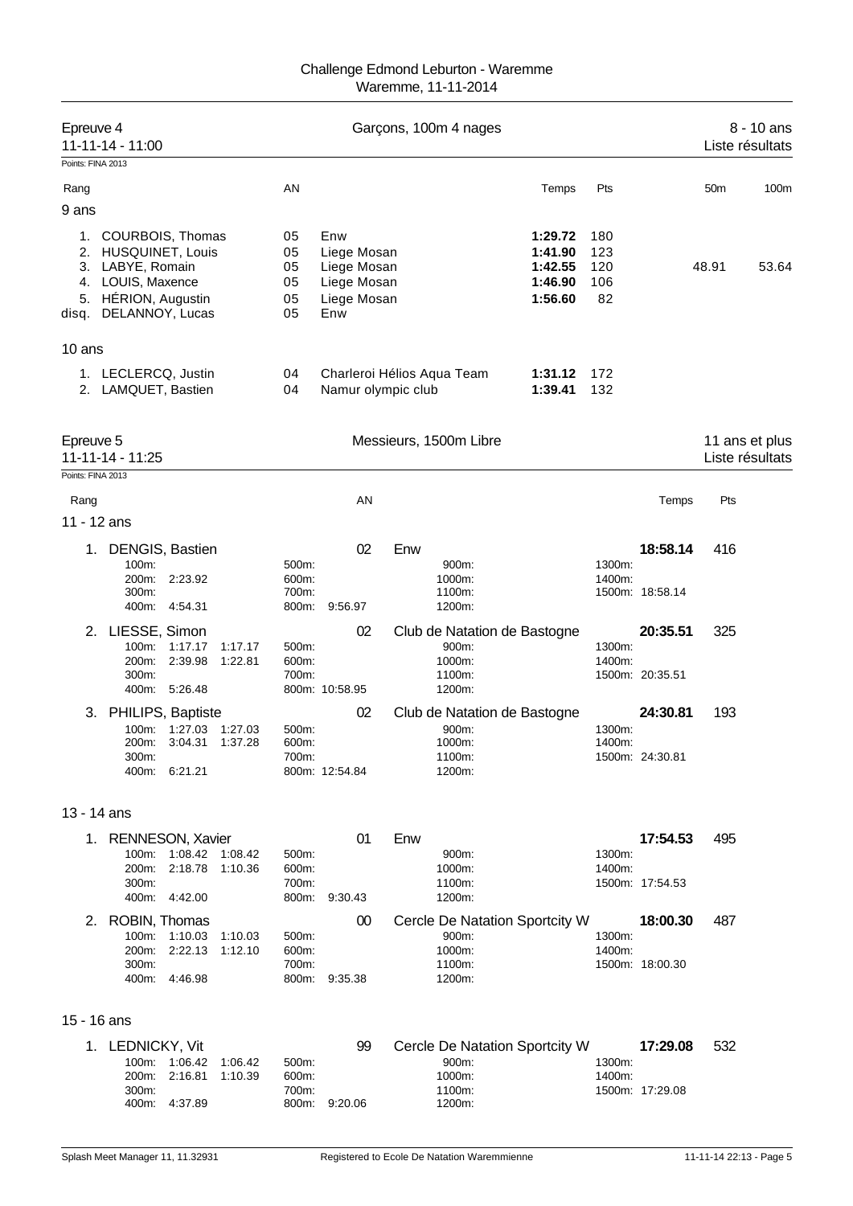# Challenge Edmond Leburton - Waremme

Waremme, 11-11-2014

## Epreuve 4 — Garçons, 100m 4 nages — 8 - 10 ans

11-11-14 - 11:00 — Liste résultats

Points: FINA 2013

| Rang | Nom | AN | Club | Temps | Pts | 50m | 100m |
|---|---|---|---|---|---|---|---|
| **9 ans** | | | | | | | |
| 1. | COURBOIS, Thomas | 05 | Enw | **1:29.72** | 180 | | |
| 2. | HUSQUINET, Louis | 05 | Liege Mosan | **1:41.90** | 123 | | |
| 3. | LABYE, Romain | 05 | Liege Mosan | **1:42.55** | 120 | 48.91 | 53.64 |
| 4. | LOUIS, Maxence | 05 | Liege Mosan | **1:46.90** | 106 | | |
| 5. | HÉRION, Augustin | 05 | Liege Mosan | **1:56.60** | 82 | | |
| disq. | DELANNOY, Lucas | 05 | Enw | | | | |
| **10 ans** | | | | | | | |
| 1. | LECLERCQ, Justin | 04 | Charleroi Hélios Aqua Team | **1:31.12** | 172 | | |
| 2. | LAMQUET, Bastien | 04 | Namur olympic club | **1:39.41** | 132 | | |

## Epreuve 5 — Messieurs, 1500m Libre — 11 ans et plus

11-11-14 - 11:25 — Liste résultats

Points: FINA 2013

### 11 - 12 ans

| Rang | Nom | AN | Club | Temps | Pts |
|---|---|---|---|---|---|
| 1. | DENGIS, Bastien | 02 | Enw | **18:58.14** | 416 |
| 2. | LIESSE, Simon | 02 | Club de Natation de Bastogne | **20:35.51** | 325 |
| 3. | PHILIPS, Baptiste | 02 | Club de Natation de Bastogne | **24:30.81** | 193 |

Temps de passage:

- DENGIS, Bastien: 200m: 2:23.92; 400m: 4:54.31; 800m: 9:56.97; 1500m: 18:58.14
- LIESSE, Simon: 100m: 1:17.17 (1:17.17); 200m: 2:39.98 (1:22.81); 400m: 5:26.48; 800m: 10:58.95; 1500m: 20:35.51
- PHILIPS, Baptiste: 100m: 1:27.03 (1:27.03); 200m: 3:04.31 (1:37.28); 400m: 6:21.21; 800m: 12:54.84; 1500m: 24:30.81

### 13 - 14 ans

| Rang | Nom | AN | Club | Temps | Pts |
|---|---|---|---|---|---|
| 1. | RENNESON, Xavier | 01 | Enw | **17:54.53** | 495 |
| 2. | ROBIN, Thomas | 00 | Cercle De Natation Sportcity W | **18:00.30** | 487 |

Temps de passage:

- RENNESON, Xavier: 100m: 1:08.42 (1:08.42); 200m: 2:18.78 (1:10.36); 400m: 4:42.00; 800m: 9:30.43; 1500m: 17:54.53
- ROBIN, Thomas: 100m: 1:10.03 (1:10.03); 200m: 2:22.13 (1:12.10); 400m: 4:46.98; 800m: 9:35.38; 1500m: 18:00.30

### 15 - 16 ans

| Rang | Nom | AN | Club | Temps | Pts |
|---|---|---|---|---|---|
| 1. | LEDNICKY, Vit | 99 | Cercle De Natation Sportcity W | **17:29.08** | 532 |

Temps de passage:

- LEDNICKY, Vit: 100m: 1:06.42 (1:06.42); 200m: 2:16.81 (1:10.39); 400m: 4:37.89; 800m: 9:20.06; 1500m: 17:29.08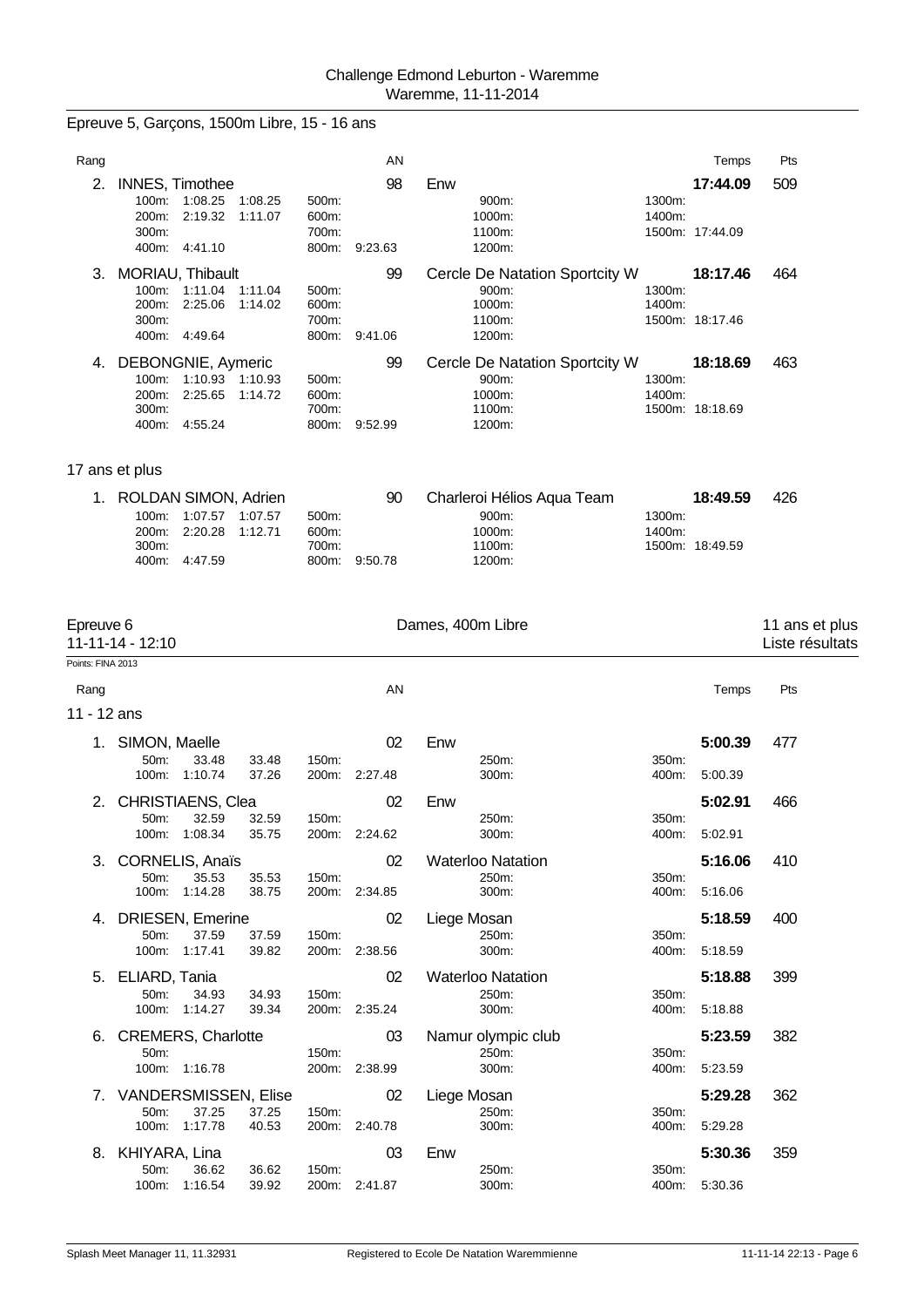Challenge Edmond Leburton - Waremme
Waremme, 11-11-2014

## Epreuve 5, Garçons, 1500m Libre, 15 - 16 ans

| Rang | | AN | | Temps | Pts |
|---|---|---|---|---|---|
| 2. | INNES, Timothee | 98 | Enw | 17:44.09 | 509 |
| | 100m: 1:08.25 1:08.25 / 200m: 2:19.32 1:11.07 / 300m: / 400m: 4:41.10 / 500m: / 600m: / 700m: / 800m: 9:23.63 | | 900m: / 1000m: / 1100m: / 1200m: / 1300m: / 1400m: / 1500m: 17:44.09 | | |
| 3. | MORIAU, Thibault | 99 | Cercle De Natation Sportcity W | 18:17.46 | 464 |
| | 100m: 1:11.04 1:11.04 / 200m: 2:25.06 1:14.02 / 300m: / 400m: 4:49.64 / 500m: / 600m: / 700m: / 800m: 9:41.06 | | 900m: / 1000m: / 1100m: / 1200m: / 1300m: / 1400m: / 1500m: 18:17.46 | | |
| 4. | DEBONGNIE, Aymeric | 99 | Cercle De Natation Sportcity W | 18:18.69 | 463 |
| | 100m: 1:10.93 1:10.93 / 200m: 2:25.65 1:14.72 / 300m: / 400m: 4:55.24 / 500m: / 600m: / 700m: / 800m: 9:52.99 | | 900m: / 1000m: / 1100m: / 1200m: / 1300m: / 1400m: / 1500m: 18:18.69 | | |

### 17 ans et plus

| Rang | | AN | | Temps | Pts |
|---|---|---|---|---|---|
| 1. | ROLDAN SIMON, Adrien | 90 | Charleroi Hélios Aqua Team | 18:49.59 | 426 |
| | 100m: 1:07.57 1:07.57 / 200m: 2:20.28 1:12.71 / 300m: / 400m: 4:47.59 / 500m: / 600m: / 700m: / 800m: 9:50.78 | | 900m: / 1000m: / 1100m: / 1200m: / 1300m: / 1400m: / 1500m: 18:49.59 | | |

## Epreuve 6 — Dames, 400m Libre — 11 ans et plus

11-11-14 - 12:10 — Liste résultats

Points: FINA 2013

### 11 - 12 ans

| Rang | | AN | | Temps | Pts |
|---|---|---|---|---|---|
| 1. | SIMON, Maelle | 02 | Enw | 5:00.39 | 477 |
| | 50m: 33.48 33.48 / 100m: 1:10.74 37.26 / 150m: / 200m: 2:27.48 | | 250m: / 300m: / 350m: / 400m: 5:00.39 | | |
| 2. | CHRISTIAENS, Clea | 02 | Enw | 5:02.91 | 466 |
| | 50m: 32.59 32.59 / 100m: 1:08.34 35.75 / 150m: / 200m: 2:24.62 | | 250m: / 300m: / 350m: / 400m: 5:02.91 | | |
| 3. | CORNELIS, Anaïs | 02 | Waterloo Natation | 5:16.06 | 410 |
| | 50m: 35.53 35.53 / 100m: 1:14.28 38.75 / 150m: / 200m: 2:34.85 | | 250m: / 300m: / 350m: / 400m: 5:16.06 | | |
| 4. | DRIESEN, Emerine | 02 | Liege Mosan | 5:18.59 | 400 |
| | 50m: 37.59 37.59 / 100m: 1:17.41 39.82 / 150m: / 200m: 2:38.56 | | 250m: / 300m: / 350m: / 400m: 5:18.59 | | |
| 5. | ELIARD, Tania | 02 | Waterloo Natation | 5:18.88 | 399 |
| | 50m: 34.93 34.93 / 100m: 1:14.27 39.34 / 150m: / 200m: 2:35.24 | | 250m: / 300m: / 350m: / 400m: 5:18.88 | | |
| 6. | CREMERS, Charlotte | 03 | Namur olympic club | 5:23.59 | 382 |
| | 50m: / 100m: 1:16.78 / 150m: / 200m: 2:38.99 | | 250m: / 300m: / 350m: / 400m: 5:23.59 | | |
| 7. | VANDERSMISSEN, Elise | 02 | Liege Mosan | 5:29.28 | 362 |
| | 50m: 37.25 37.25 / 100m: 1:17.78 40.53 / 150m: / 200m: 2:40.78 | | 250m: / 300m: / 350m: / 400m: 5:29.28 | | |
| 8. | KHIYARA, Lina | 03 | Enw | 5:30.36 | 359 |
| | 50m: 36.62 36.62 / 100m: 1:16.54 39.92 / 150m: / 200m: 2:41.87 | | 250m: / 300m: / 350m: / 400m: 5:30.36 | | |

Splash Meet Manager 11, 11.32931 — Registered to Ecole De Natation Waremmienne — 11-11-14 22:13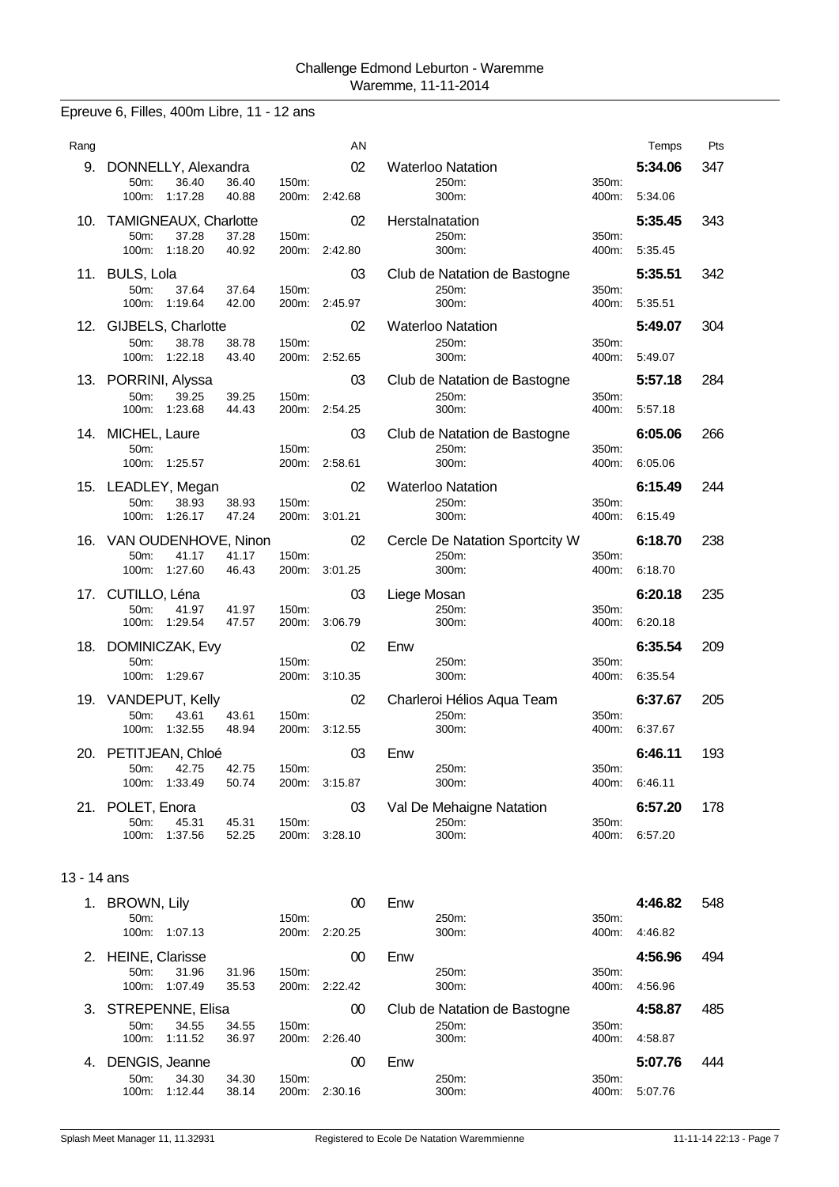Challenge Edmond Leburton - Waremme
Waremme, 11-11-2014

## Epreuve 6, Filles, 400m Libre, 11 - 12 ans

| Rang | Nom | AN | Club | Temps | Pts |
|---|---|---|---|---|---|
| 9. | DONNELLY, Alexandra | 02 | Waterloo Natation | 5:34.06 | 347 |
| | 50m: 36.40 36.40 / 100m: 1:17.28 40.88 / 150m: / 200m: 2:42.68 | | 250m: / 300m: / 350m: / 400m: 5:34.06 | | |
| 10. | TAMIGNEAUX, Charlotte | 02 | Herstalnatation | 5:35.45 | 343 |
| | 50m: 37.28 37.28 / 100m: 1:18.20 40.92 / 150m: / 200m: 2:42.80 | | 250m: / 300m: / 350m: / 400m: 5:35.45 | | |
| 11. | BULS, Lola | 03 | Club de Natation de Bastogne | 5:35.51 | 342 |
| | 50m: 37.64 37.64 / 100m: 1:19.64 42.00 / 150m: / 200m: 2:45.97 | | 250m: / 300m: / 350m: / 400m: 5:35.51 | | |
| 12. | GIJBELS, Charlotte | 02 | Waterloo Natation | 5:49.07 | 304 |
| | 50m: 38.78 38.78 / 100m: 1:22.18 43.40 / 150m: / 200m: 2:52.65 | | 250m: / 300m: / 350m: / 400m: 5:49.07 | | |
| 13. | PORRINI, Alyssa | 03 | Club de Natation de Bastogne | 5:57.18 | 284 |
| | 50m: 39.25 39.25 / 100m: 1:23.68 44.43 / 150m: / 200m: 2:54.25 | | 250m: / 300m: / 350m: / 400m: 5:57.18 | | |
| 14. | MICHEL, Laure | 03 | Club de Natation de Bastogne | 6:05.06 | 266 |
| | 50m: / 100m: 1:25.57 / 150m: / 200m: 2:58.61 | | 250m: / 300m: / 350m: / 400m: 6:05.06 | | |
| 15. | LEADLEY, Megan | 02 | Waterloo Natation | 6:15.49 | 244 |
| | 50m: 38.93 38.93 / 100m: 1:26.17 47.24 / 150m: / 200m: 3:01.21 | | 250m: / 300m: / 350m: / 400m: 6:15.49 | | |
| 16. | VAN OUDENHOVE, Ninon | 02 | Cercle De Natation Sportcity W | 6:18.70 | 238 |
| | 50m: 41.17 41.17 / 100m: 1:27.60 46.43 / 150m: / 200m: 3:01.25 | | 250m: / 300m: / 350m: / 400m: 6:18.70 | | |
| 17. | CUTILLO, Léna | 03 | Liege Mosan | 6:20.18 | 235 |
| | 50m: 41.97 41.97 / 100m: 1:29.54 47.57 / 150m: / 200m: 3:06.79 | | 250m: / 300m: / 350m: / 400m: 6:20.18 | | |
| 18. | DOMINICZAK, Evy | 02 | Enw | 6:35.54 | 209 |
| | 50m: / 100m: 1:29.67 / 150m: / 200m: 3:10.35 | | 250m: / 300m: / 350m: / 400m: 6:35.54 | | |
| 19. | VANDEPUT, Kelly | 02 | Charleroi Hélios Aqua Team | 6:37.67 | 205 |
| | 50m: 43.61 43.61 / 100m: 1:32.55 48.94 / 150m: / 200m: 3:12.55 | | 250m: / 300m: / 350m: / 400m: 6:37.67 | | |
| 20. | PETITJEAN, Chloé | 03 | Enw | 6:46.11 | 193 |
| | 50m: 42.75 42.75 / 100m: 1:33.49 50.74 / 150m: / 200m: 3:15.87 | | 250m: / 300m: / 350m: / 400m: 6:46.11 | | |
| 21. | POLET, Enora | 03 | Val De Mehaigne Natation | 6:57.20 | 178 |
| | 50m: 45.31 45.31 / 100m: 1:37.56 52.25 / 150m: / 200m: 3:28.10 | | 250m: / 300m: / 350m: / 400m: 6:57.20 | | |

### 13 - 14 ans

| Rang | Nom | AN | Club | Temps | Pts |
|---|---|---|---|---|---|
| 1. | BROWN, Lily | 00 | Enw | 4:46.82 | 548 |
| | 50m: / 100m: 1:07.13 / 150m: / 200m: 2:20.25 | | 250m: / 300m: / 350m: / 400m: 4:46.82 | | |
| 2. | HEINE, Clarisse | 00 | Enw | 4:56.96 | 494 |
| | 50m: 31.96 31.96 / 100m: 1:07.49 35.53 / 150m: / 200m: 2:22.42 | | 250m: / 300m: / 350m: / 400m: 4:56.96 | | |
| 3. | STREPENNE, Elisa | 00 | Club de Natation de Bastogne | 4:58.87 | 485 |
| | 50m: 34.55 34.55 / 100m: 1:11.52 36.97 / 150m: / 200m: 2:26.40 | | 250m: / 300m: / 350m: / 400m: 4:58.87 | | |
| 4. | DENGIS, Jeanne | 00 | Enw | 5:07.76 | 444 |
| | 50m: 34.30 34.30 / 100m: 1:12.44 38.14 / 150m: / 200m: 2:30.16 | | 250m: / 300m: / 350m: / 400m: 5:07.76 | | |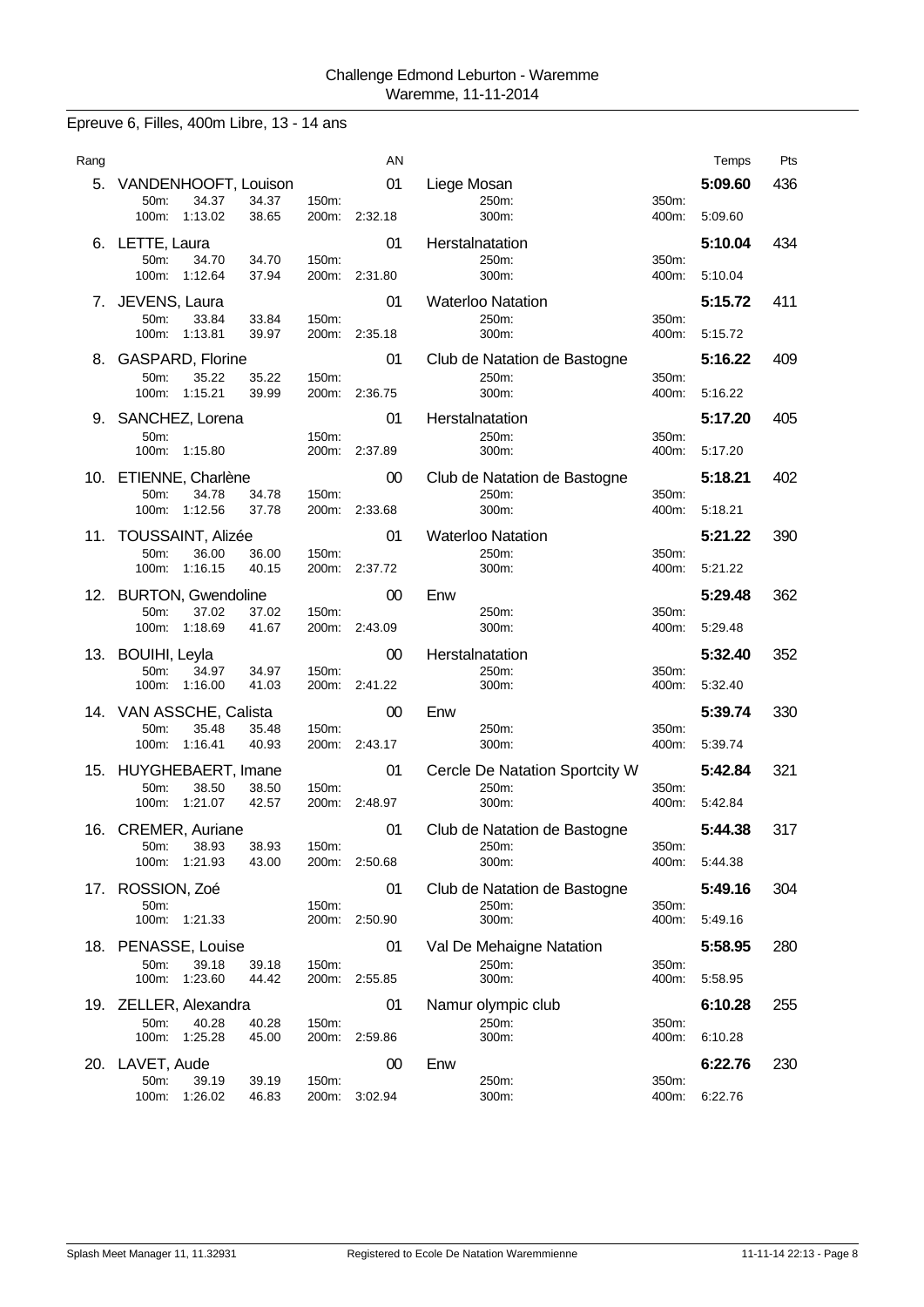Challenge Edmond Leburton - Waremme
Waremme, 11-11-2014

## Epreuve 6, Filles, 400m Libre, 13 - 14 ans

| Rang | Nom | AN | Club | Temps | Pts |
|---|---|---|---|---|---|
| 5. | VANDENHOOFT, Louison | 01 | Liege Mosan | 5:09.60 | 436 |
| | 50m: 34.37 34.37 / 100m: 1:13.02 38.65 / 150m: / 200m: 2:32.18 | | 250m: / 300m: / 350m: / 400m: 5:09.60 | | |
| 6. | LETTE, Laura | 01 | Herstalnatation | 5:10.04 | 434 |
| | 50m: 34.70 34.70 / 100m: 1:12.64 37.94 / 150m: / 200m: 2:31.80 | | 250m: / 300m: / 350m: / 400m: 5:10.04 | | |
| 7. | JEVENS, Laura | 01 | Waterloo Natation | 5:15.72 | 411 |
| | 50m: 33.84 33.84 / 100m: 1:13.81 39.97 / 150m: / 200m: 2:35.18 | | 250m: / 300m: / 350m: / 400m: 5:15.72 | | |
| 8. | GASPARD, Florine | 01 | Club de Natation de Bastogne | 5:16.22 | 409 |
| | 50m: 35.22 35.22 / 100m: 1:15.21 39.99 / 150m: / 200m: 2:36.75 | | 250m: / 300m: / 350m: / 400m: 5:16.22 | | |
| 9. | SANCHEZ, Lorena | 01 | Herstalnatation | 5:17.20 | 405 |
| | 50m: / 100m: 1:15.80 / 150m: / 200m: 2:37.89 | | 250m: / 300m: / 350m: / 400m: 5:17.20 | | |
| 10. | ETIENNE, Charlène | 00 | Club de Natation de Bastogne | 5:18.21 | 402 |
| | 50m: 34.78 34.78 / 100m: 1:12.56 37.78 / 150m: / 200m: 2:33.68 | | 250m: / 300m: / 350m: / 400m: 5:18.21 | | |
| 11. | TOUSSAINT, Alizée | 01 | Waterloo Natation | 5:21.22 | 390 |
| | 50m: 36.00 36.00 / 100m: 1:16.15 40.15 / 150m: / 200m: 2:37.72 | | 250m: / 300m: / 350m: / 400m: 5:21.22 | | |
| 12. | BURTON, Gwendoline | 00 | Enw | 5:29.48 | 362 |
| | 50m: 37.02 37.02 / 100m: 1:18.69 41.67 / 150m: / 200m: 2:43.09 | | 250m: / 300m: / 350m: / 400m: 5:29.48 | | |
| 13. | BOUIHI, Leyla | 00 | Herstalnatation | 5:32.40 | 352 |
| | 50m: 34.97 34.97 / 100m: 1:16.00 41.03 / 150m: / 200m: 2:41.22 | | 250m: / 300m: / 350m: / 400m: 5:32.40 | | |
| 14. | VAN ASSCHE, Calista | 00 | Enw | 5:39.74 | 330 |
| | 50m: 35.48 35.48 / 100m: 1:16.41 40.93 / 150m: / 200m: 2:43.17 | | 250m: / 300m: / 350m: / 400m: 5:39.74 | | |
| 15. | HUYGHEBAERT, Imane | 01 | Cercle De Natation Sportcity W | 5:42.84 | 321 |
| | 50m: 38.50 38.50 / 100m: 1:21.07 42.57 / 150m: / 200m: 2:48.97 | | 250m: / 300m: / 350m: / 400m: 5:42.84 | | |
| 16. | CREMER, Auriane | 01 | Club de Natation de Bastogne | 5:44.38 | 317 |
| | 50m: 38.93 38.93 / 100m: 1:21.93 43.00 / 150m: / 200m: 2:50.68 | | 250m: / 300m: / 350m: / 400m: 5:44.38 | | |
| 17. | ROSSION, Zoé | 01 | Club de Natation de Bastogne | 5:49.16 | 304 |
| | 50m: / 100m: 1:21.33 / 150m: / 200m: 2:50.90 | | 250m: / 300m: / 350m: / 400m: 5:49.16 | | |
| 18. | PENASSE, Louise | 01 | Val De Mehaigne Natation | 5:58.95 | 280 |
| | 50m: 39.18 39.18 / 100m: 1:23.60 44.42 / 150m: / 200m: 2:55.85 | | 250m: / 300m: / 350m: / 400m: 5:58.95 | | |
| 19. | ZELLER, Alexandra | 01 | Namur olympic club | 6:10.28 | 255 |
| | 50m: 40.28 40.28 / 100m: 1:25.28 45.00 / 150m: / 200m: 2:59.86 | | 250m: / 300m: / 350m: / 400m: 6:10.28 | | |
| 20. | LAVET, Aude | 00 | Enw | 6:22.76 | 230 |
| | 50m: 39.19 39.19 / 100m: 1:26.02 46.83 / 150m: / 200m: 3:02.94 | | 250m: / 300m: / 350m: / 400m: 6:22.76 | | |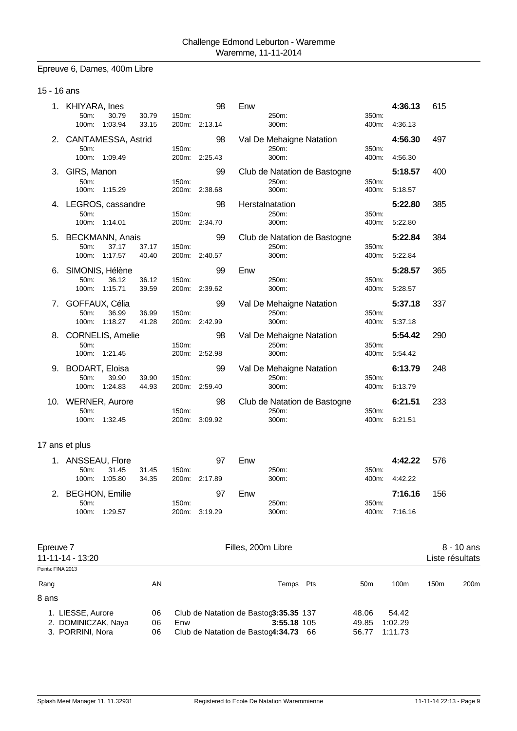Challenge Edmond Leburton - Waremme
Waremme, 11-11-2014

## Epreuve 6, Dames, 400m Libre

### 15 - 16 ans

| Rang | Nom | AN | Club | Temps | Pts |
|---|---|---|---|---|---|
| 1. | KHIYARA, Ines | 98 | Enw | **4:36.13** | 615 |
| | 50m: 30.79 30.79 / 100m: 1:03.94 33.15 / 150m: / 200m: 2:13.14 / 250m: / 300m: / 350m: / 400m: 4:36.13 | | | | |
| 2. | CANTAMESSA, Astrid | 98 | Val De Mehaigne Natation | **4:56.30** | 497 |
| | 50m: / 100m: 1:09.49 / 150m: / 200m: 2:25.43 / 250m: / 300m: / 350m: / 400m: 4:56.30 | | | | |
| 3. | GIRS, Manon | 99 | Club de Natation de Bastogne | **5:18.57** | 400 |
| | 50m: / 100m: 1:15.29 / 150m: / 200m: 2:38.68 / 250m: / 300m: / 350m: / 400m: 5:18.57 | | | | |
| 4. | LEGROS, cassandre | 98 | Herstalnatation | **5:22.80** | 385 |
| | 50m: / 100m: 1:14.01 / 150m: / 200m: 2:34.70 / 250m: / 300m: / 350m: / 400m: 5:22.80 | | | | |
| 5. | BECKMANN, Anais | 99 | Club de Natation de Bastogne | **5:22.84** | 384 |
| | 50m: 37.17 37.17 / 100m: 1:17.57 40.40 / 150m: / 200m: 2:40.57 / 250m: / 300m: / 350m: / 400m: 5:22.84 | | | | |
| 6. | SIMONIS, Hélène | 99 | Enw | **5:28.57** | 365 |
| | 50m: 36.12 36.12 / 100m: 1:15.71 39.59 / 150m: / 200m: 2:39.62 / 250m: / 300m: / 350m: / 400m: 5:28.57 | | | | |
| 7. | GOFFAUX, Célia | 99 | Val De Mehaigne Natation | **5:37.18** | 337 |
| | 50m: 36.99 36.99 / 100m: 1:18.27 41.28 / 150m: / 200m: 2:42.99 / 250m: / 300m: / 350m: / 400m: 5:37.18 | | | | |
| 8. | CORNELIS, Amelie | 98 | Val De Mehaigne Natation | **5:54.42** | 290 |
| | 50m: / 100m: 1:21.45 / 150m: / 200m: 2:52.98 / 250m: / 300m: / 350m: / 400m: 5:54.42 | | | | |
| 9. | BODART, Eloisa | 99 | Val De Mehaigne Natation | **6:13.79** | 248 |
| | 50m: 39.90 39.90 / 100m: 1:24.83 44.93 / 150m: / 200m: 2:59.40 / 250m: / 300m: / 350m: / 400m: 6:13.79 | | | | |
| 10. | WERNER, Aurore | 98 | Club de Natation de Bastogne | **6:21.51** | 233 |
| | 50m: / 100m: 1:32.45 / 150m: / 200m: 3:09.92 / 250m: / 300m: / 350m: / 400m: 6:21.51 | | | | |

### 17 ans et plus

| Rang | Nom | AN | Club | Temps | Pts |
|---|---|---|---|---|---|
| 1. | ANSSEAU, Flore | 97 | Enw | **4:42.22** | 576 |
| | 50m: 31.45 31.45 / 100m: 1:05.80 34.35 / 150m: / 200m: 2:17.89 / 250m: / 300m: / 350m: / 400m: 4:42.22 | | | | |
| 2. | BEGHON, Emilie | 97 | Enw | **7:16.16** | 156 |
| | 50m: / 100m: 1:29.57 / 150m: / 200m: 3:19.29 / 250m: / 300m: / 350m: / 400m: 7:16.16 | | | | |

## Epreuve 7 — Filles, 200m Libre — 8 - 10 ans

11-11-14 - 13:20 — Liste résultats

Points: FINA 2013

### 8 ans

| Rang | | AN | | Temps | Pts | 50m | 100m | 150m | 200m |
|---|---|---|---|---|---|---|---|---|---|
| 1. | LIESSE, Aurore | 06 | Club de Natation de Bastog | **3:35.35** | 137 | 48.06 | 54.42 | | |
| 2. | DOMINICZAK, Naya | 06 | Enw | **3:55.18** | 105 | 49.85 | 1:02.29 | | |
| 3. | PORRINI, Nora | 06 | Club de Natation de Bastog | **4:34.73** | 66 | 56.77 | 1:11.73 | | |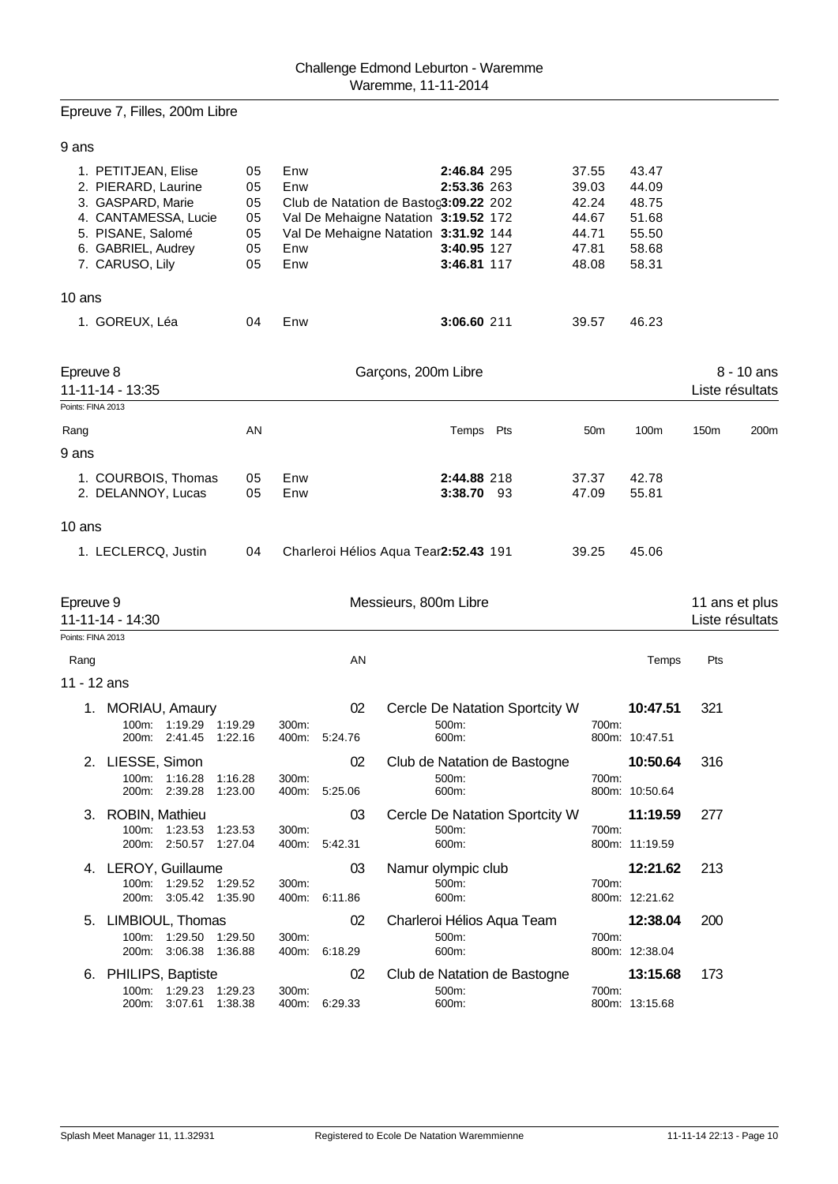Challenge Edmond Leburton - Waremme
Waremme, 11-11-2014

## Epreuve 7, Filles, 200m Libre

### 9 ans

| Rang | Nom | AN | Club | Temps | Pts | 50m | 100m | 150m | 200m |
|---|---|---|---|---|---|---|---|---|---|
| 1. | PETITJEAN, Elise | 05 | Enw | **2:46.84** | 295 | 37.55 | 43.47 | | |
| 2. | PIERARD, Laurine | 05 | Enw | **2:53.36** | 263 | 39.03 | 44.09 | | |
| 3. | GASPARD, Marie | 05 | Club de Natation de Bastog | **3:09.22** | 202 | 42.24 | 48.75 | | |
| 4. | CANTAMESSA, Lucie | 05 | Val De Mehaigne Natation | **3:19.52** | 172 | 44.67 | 51.68 | | |
| 5. | PISANE, Salomé | 05 | Val De Mehaigne Natation | **3:31.92** | 144 | 44.71 | 55.50 | | |
| 6. | GABRIEL, Audrey | 05 | Enw | **3:40.95** | 127 | 47.81 | 58.68 | | |
| 7. | CARUSO, Lily | 05 | Enw | **3:46.81** | 117 | 48.08 | 58.31 | | |

### 10 ans

| Rang | Nom | AN | Club | Temps | Pts | 50m | 100m | 150m | 200m |
|---|---|---|---|---|---|---|---|---|---|
| 1. | GOREUX, Léa | 04 | Enw | **3:06.60** | 211 | 39.57 | 46.23 | | |

## Epreuve 8 — Garçons, 200m Libre — 8 - 10 ans

11-11-14 - 13:35 — Liste résultats

Points: FINA 2013

### 9 ans

| Rang | Nom | AN | Club | Temps | Pts | 50m | 100m | 150m | 200m |
|---|---|---|---|---|---|---|---|---|---|
| 1. | COURBOIS, Thomas | 05 | Enw | **2:44.88** | 218 | 37.37 | 42.78 | | |
| 2. | DELANNOY, Lucas | 05 | Enw | **3:38.70** | 93 | 47.09 | 55.81 | | |

### 10 ans

| Rang | Nom | AN | Club | Temps | Pts | 50m | 100m | 150m | 200m |
|---|---|---|---|---|---|---|---|---|---|
| 1. | LECLERCQ, Justin | 04 | Charleroi Hélios Aqua Tear | **2:52.43** | 191 | 39.25 | 45.06 | | |

## Epreuve 9 — Messieurs, 800m Libre — 11 ans et plus

11-11-14 - 14:30 — Liste résultats

Points: FINA 2013

### 11 - 12 ans

| Rang | Nom | AN | Club | Temps | Pts |
|---|---|---|---|---|---|
| 1. | MORIAU, Amaury | 02 | Cercle De Natation Sportcity W | **10:47.51** | 321 |
| | 100m: 1:19.29 1:19.29 / 200m: 2:41.45 1:22.16 | 300m: / 400m: 5:24.76 | 500m: / 600m: | 700m: / 800m: 10:47.51 | |
| 2. | LIESSE, Simon | 02 | Club de Natation de Bastogne | **10:50.64** | 316 |
| | 100m: 1:16.28 1:16.28 / 200m: 2:39.28 1:23.00 | 300m: / 400m: 5:25.06 | 500m: / 600m: | 700m: / 800m: 10:50.64 | |
| 3. | ROBIN, Mathieu | 03 | Cercle De Natation Sportcity W | **11:19.59** | 277 |
| | 100m: 1:23.53 1:23.53 / 200m: 2:50.57 1:27.04 | 300m: / 400m: 5:42.31 | 500m: / 600m: | 700m: / 800m: 11:19.59 | |
| 4. | LEROY, Guillaume | 03 | Namur olympic club | **12:21.62** | 213 |
| | 100m: 1:29.52 1:29.52 / 200m: 3:05.42 1:35.90 | 300m: / 400m: 6:11.86 | 500m: / 600m: | 700m: / 800m: 12:21.62 | |
| 5. | LIMBIOUL, Thomas | 02 | Charleroi Hélios Aqua Team | **12:38.04** | 200 |
| | 100m: 1:29.50 1:29.50 / 200m: 3:06.38 1:36.88 | 300m: / 400m: 6:18.29 | 500m: / 600m: | 700m: / 800m: 12:38.04 | |
| 6. | PHILIPS, Baptiste | 02 | Club de Natation de Bastogne | **13:15.68** | 173 |
| | 100m: 1:29.23 1:29.23 / 200m: 3:07.61 1:38.38 | 300m: / 400m: 6:29.33 | 500m: / 600m: | 700m: / 800m: 13:15.68 | |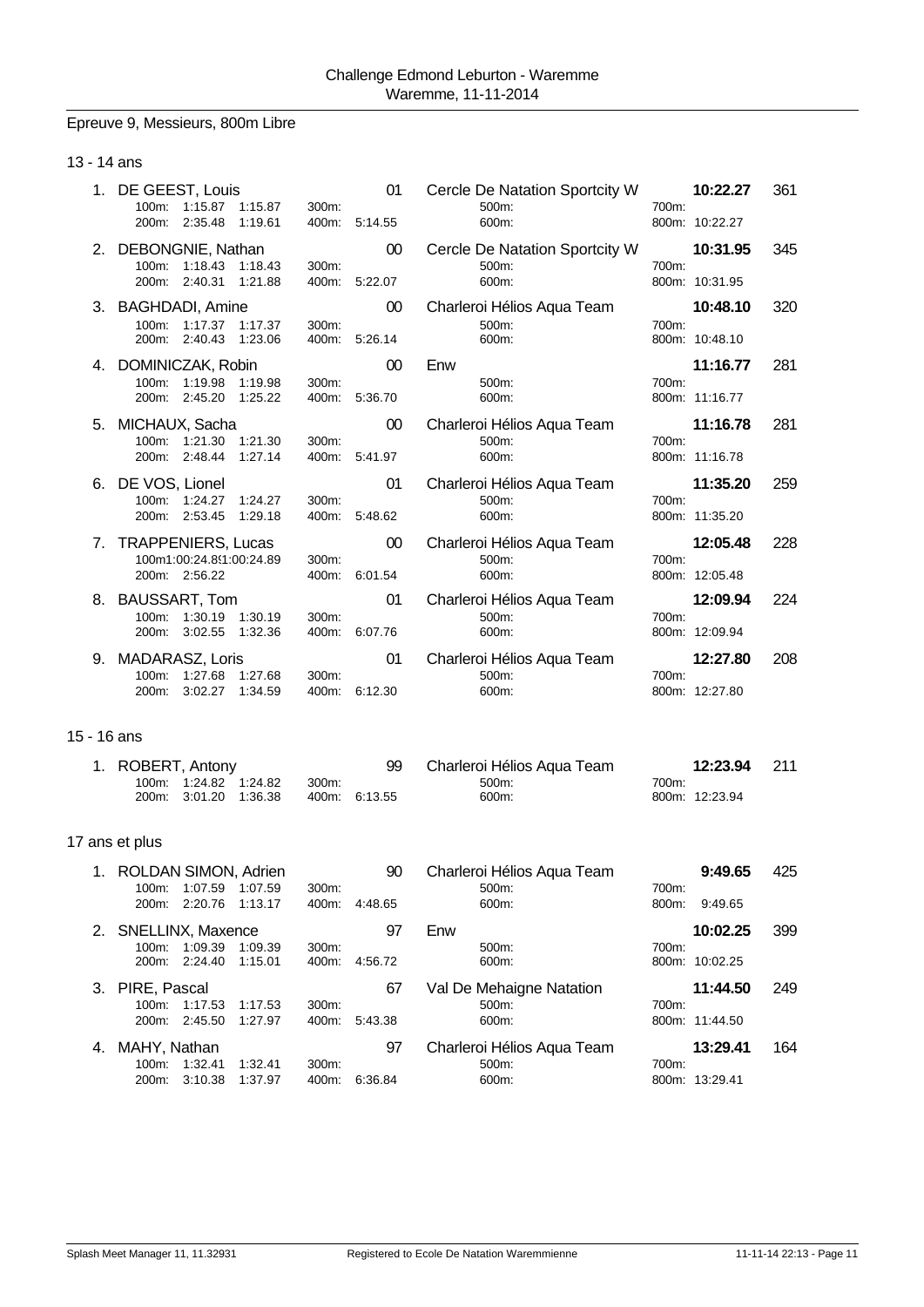Challenge Edmond Leburton - Waremme
Waremme, 11-11-2014

## Epreuve 9, Messieurs, 800m Libre

### 13 - 14 ans

| Pl. | Nom | Année | Club | Temps | Points |
|---|---|---|---|---|---|
| 1. | DE GEEST, Louis | 01 | Cercle De Natation Sportcity W | **10:22.27** | 361 |
| | 100m: 1:15.87 1:15.87 — 200m: 2:35.48 1:19.61 — 300m: — 400m: 5:14.55 | | 500m: — 600m: | 700m: — 800m: 10:22.27 | |
| 2. | DEBONGNIE, Nathan | 00 | Cercle De Natation Sportcity W | **10:31.95** | 345 |
| | 100m: 1:18.43 1:18.43 — 200m: 2:40.31 1:21.88 — 300m: — 400m: 5:22.07 | | 500m: — 600m: | 700m: — 800m: 10:31.95 | |
| 3. | BAGHDADI, Amine | 00 | Charleroi Hélios Aqua Team | **10:48.10** | 320 |
| | 100m: 1:17.37 1:17.37 — 200m: 2:40.43 1:23.06 — 300m: — 400m: 5:26.14 | | 500m: — 600m: | 700m: — 800m: 10:48.10 | |
| 4. | DOMINICZAK, Robin | 00 | Enw | **11:16.77** | 281 |
| | 100m: 1:19.98 1:19.98 — 200m: 2:45.20 1:25.22 — 300m: — 400m: 5:36.70 | | 500m: — 600m: | 700m: — 800m: 11:16.77 | |
| 5. | MICHAUX, Sacha | 00 | Charleroi Hélios Aqua Team | **11:16.78** | 281 |
| | 100m: 1:21.30 1:21.30 — 200m: 2:48.44 1:27.14 — 300m: — 400m: 5:41.97 | | 500m: — 600m: | 700m: — 800m: 11:16.78 | |
| 6. | DE VOS, Lionel | 01 | Charleroi Hélios Aqua Team | **11:35.20** | 259 |
| | 100m: 1:24.27 1:24.27 — 200m: 2:53.45 1:29.18 — 300m: — 400m: 5:48.62 | | 500m: — 600m: | 700m: — 800m: 11:35.20 | |
| 7. | TRAPPENIERS, Lucas | 00 | Charleroi Hélios Aqua Team | **12:05.48** | 228 |
| | 100m1:00:24.8{1:00:24.89 — 200m: 2:56.22 — 300m: — 400m: 6:01.54 | | 500m: — 600m: | 700m: — 800m: 12:05.48 | |
| 8. | BAUSSART, Tom | 01 | Charleroi Hélios Aqua Team | **12:09.94** | 224 |
| | 100m: 1:30.19 1:30.19 — 200m: 3:02.55 1:32.36 — 300m: — 400m: 6:07.76 | | 500m: — 600m: | 700m: — 800m: 12:09.94 | |
| 9. | MADARASZ, Loris | 01 | Charleroi Hélios Aqua Team | **12:27.80** | 208 |
| | 100m: 1:27.68 1:27.68 — 200m: 3:02.27 1:34.59 — 300m: — 400m: 6:12.30 | | 500m: — 600m: | 700m: — 800m: 12:27.80 | |

### 15 - 16 ans

| Pl. | Nom | Année | Club | Temps | Points |
|---|---|---|---|---|---|
| 1. | ROBERT, Antony | 99 | Charleroi Hélios Aqua Team | **12:23.94** | 211 |
| | 100m: 1:24.82 1:24.82 — 200m: 3:01.20 1:36.38 — 300m: — 400m: 6:13.55 | | 500m: — 600m: | 700m: — 800m: 12:23.94 | |

### 17 ans et plus

| Pl. | Nom | Année | Club | Temps | Points |
|---|---|---|---|---|---|
| 1. | ROLDAN SIMON, Adrien | 90 | Charleroi Hélios Aqua Team | **9:49.65** | 425 |
| | 100m: 1:07.59 1:07.59 — 200m: 2:20.76 1:13.17 — 300m: — 400m: 4:48.65 | | 500m: — 600m: | 700m: — 800m: 9:49.65 | |
| 2. | SNELLINX, Maxence | 97 | Enw | **10:02.25** | 399 |
| | 100m: 1:09.39 1:09.39 — 200m: 2:24.40 1:15.01 — 300m: — 400m: 4:56.72 | | 500m: — 600m: | 700m: — 800m: 10:02.25 | |
| 3. | PIRE, Pascal | 67 | Val De Mehaigne Natation | **11:44.50** | 249 |
| | 100m: 1:17.53 1:17.53 — 200m: 2:45.50 1:27.97 — 300m: — 400m: 5:43.38 | | 500m: — 600m: | 700m: — 800m: 11:44.50 | |
| 4. | MAHY, Nathan | 97 | Charleroi Hélios Aqua Team | **13:29.41** | 164 |
| | 100m: 1:32.41 1:32.41 — 200m: 3:10.38 1:37.97 — 300m: — 400m: 6:36.84 | | 500m: — 600m: | 700m: — 800m: 13:29.41 | |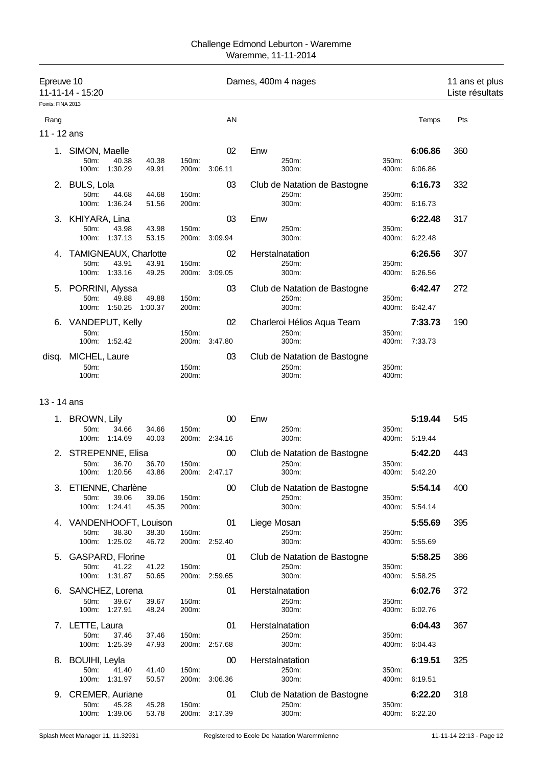Challenge Edmond Leburton - Waremme
Waremme, 11-11-2014

## Epreuve 10 — Dames, 400m 4 nages — 11 ans et plus

11-11-14 - 15:20 — Liste résultats

Points: FINA 2013

### 11 - 12 ans

| Rang | Nom | AN | Club | Temps | Pts |
|---|---|---|---|---|---|
| 1. | SIMON, Maelle | 02 | Enw | 6:06.86 | 360 |
| | 50m: 40.38 40.38 — 100m: 1:30.29 49.91 — 150m: — 200m: 3:06.11 | | 250m: — 300m: | 350m: — 400m: 6:06.86 | |
| 2. | BULS, Lola | 03 | Club de Natation de Bastogne | 6:16.73 | 332 |
| | 50m: 44.68 44.68 — 100m: 1:36.24 51.56 — 150m: — 200m: | | 250m: — 300m: | 350m: — 400m: 6:16.73 | |
| 3. | KHIYARA, Lina | 03 | Enw | 6:22.48 | 317 |
| | 50m: 43.98 43.98 — 100m: 1:37.13 53.15 — 150m: — 200m: 3:09.94 | | 250m: — 300m: | 350m: — 400m: 6:22.48 | |
| 4. | TAMIGNEAUX, Charlotte | 02 | Herstalnatation | 6:26.56 | 307 |
| | 50m: 43.91 43.91 — 100m: 1:33.16 49.25 — 150m: — 200m: 3:09.05 | | 250m: — 300m: | 350m: — 400m: 6:26.56 | |
| 5. | PORRINI, Alyssa | 03 | Club de Natation de Bastogne | 6:42.47 | 272 |
| | 50m: 49.88 49.88 — 100m: 1:50.25 1:00.37 — 150m: — 200m: | | 250m: — 300m: | 350m: — 400m: 6:42.47 | |
| 6. | VANDEPUT, Kelly | 02 | Charleroi Hélios Aqua Team | 7:33.73 | 190 |
| | 50m: — 100m: 1:52.42 — 150m: — 200m: 3:47.80 | | 250m: — 300m: | 350m: — 400m: 7:33.73 | |
| disq. | MICHEL, Laure | 03 | Club de Natation de Bastogne | | |
| | 50m: — 100m: — 150m: — 200m: | | 250m: — 300m: | 350m: — 400m: | |

### 13 - 14 ans

| Rang | Nom | AN | Club | Temps | Pts |
|---|---|---|---|---|---|
| 1. | BROWN, Lily | 00 | Enw | 5:19.44 | 545 |
| | 50m: 34.66 34.66 — 100m: 1:14.69 40.03 — 150m: — 200m: 2:34.16 | | 250m: — 300m: | 350m: — 400m: 5:19.44 | |
| 2. | STREPENNE, Elisa | 00 | Club de Natation de Bastogne | 5:42.20 | 443 |
| | 50m: 36.70 36.70 — 100m: 1:20.56 43.86 — 150m: — 200m: 2:47.17 | | 250m: — 300m: | 350m: — 400m: 5:42.20 | |
| 3. | ETIENNE, Charlène | 00 | Club de Natation de Bastogne | 5:54.14 | 400 |
| | 50m: 39.06 39.06 — 100m: 1:24.41 45.35 — 150m: — 200m: | | 250m: — 300m: | 350m: — 400m: 5:54.14 | |
| 4. | VANDENHOOFT, Louison | 01 | Liege Mosan | 5:55.69 | 395 |
| | 50m: 38.30 38.30 — 100m: 1:25.02 46.72 — 150m: — 200m: 2:52.40 | | 250m: — 300m: | 350m: — 400m: 5:55.69 | |
| 5. | GASPARD, Florine | 01 | Club de Natation de Bastogne | 5:58.25 | 386 |
| | 50m: 41.22 41.22 — 100m: 1:31.87 50.65 — 150m: — 200m: 2:59.65 | | 250m: — 300m: | 350m: — 400m: 5:58.25 | |
| 6. | SANCHEZ, Lorena | 01 | Herstalnatation | 6:02.76 | 372 |
| | 50m: 39.67 39.67 — 100m: 1:27.91 48.24 — 150m: — 200m: | | 250m: — 300m: | 350m: — 400m: 6:02.76 | |
| 7. | LETTE, Laura | 01 | Herstalnatation | 6:04.43 | 367 |
| | 50m: 37.46 37.46 — 100m: 1:25.39 47.93 — 150m: — 200m: 2:57.68 | | 250m: — 300m: | 350m: — 400m: 6:04.43 | |
| 8. | BOUIHI, Leyla | 00 | Herstalnatation | 6:19.51 | 325 |
| | 50m: 41.40 41.40 — 100m: 1:31.97 50.57 — 150m: — 200m: 3:06.36 | | 250m: — 300m: | 350m: — 400m: 6:19.51 | |
| 9. | CREMER, Auriane | 01 | Club de Natation de Bastogne | 6:22.20 | 318 |
| | 50m: 45.28 45.28 — 100m: 1:39.06 53.78 — 150m: — 200m: 3:17.39 | | 250m: — 300m: | 350m: — 400m: 6:22.20 | |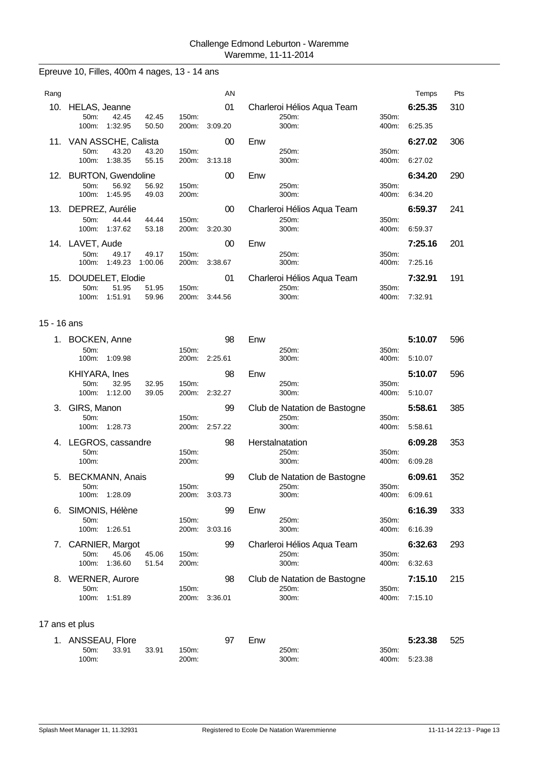Challenge Edmond Leburton - Waremme
Waremme, 11-11-2014

## Epreuve 10, Filles, 400m 4 nages, 13 - 14 ans

| Rang | Nom | AN | Club | Temps | Pts |
|---|---|---|---|---|---|
| 10. | HELAS, Jeanne | 01 | Charleroi Hélios Aqua Team | 6:25.35 | 310 |
| | 50m: 42.45 42.45 / 100m: 1:32.95 50.50 / 150m: / 200m: 3:09.20 | | 250m: / 300m: / 350m: / 400m: 6:25.35 | | |
| 11. | VAN ASSCHE, Calista | 00 | Enw | 6:27.02 | 306 |
| | 50m: 43.20 43.20 / 100m: 1:38.35 55.15 / 150m: / 200m: 3:13.18 | | 250m: / 300m: / 350m: / 400m: 6:27.02 | | |
| 12. | BURTON, Gwendoline | 00 | Enw | 6:34.20 | 290 |
| | 50m: 56.92 56.92 / 100m: 1:45.95 49.03 / 150m: / 200m: | | 250m: / 300m: / 350m: / 400m: 6:34.20 | | |
| 13. | DEPREZ, Aurélie | 00 | Charleroi Hélios Aqua Team | 6:59.37 | 241 |
| | 50m: 44.44 44.44 / 100m: 1:37.62 53.18 / 150m: / 200m: 3:20.30 | | 250m: / 300m: / 350m: / 400m: 6:59.37 | | |
| 14. | LAVET, Aude | 00 | Enw | 7:25.16 | 201 |
| | 50m: 49.17 49.17 / 100m: 1:49.23 1:00.06 / 150m: / 200m: 3:38.67 | | 250m: / 300m: / 350m: / 400m: 7:25.16 | | |
| 15. | DOUDELET, Elodie | 01 | Charleroi Hélios Aqua Team | 7:32.91 | 191 |
| | 50m: 51.95 51.95 / 100m: 1:51.91 59.96 / 150m: / 200m: 3:44.56 | | 250m: / 300m: / 350m: / 400m: 7:32.91 | | |

### 15 - 16 ans

| Rang | Nom | AN | Club | Temps | Pts |
|---|---|---|---|---|---|
| 1. | BOCKEN, Anne | 98 | Enw | 5:10.07 | 596 |
| | 50m: / 100m: 1:09.98 / 150m: / 200m: 2:25.61 | | 250m: / 300m: / 350m: / 400m: 5:10.07 | | |
| | KHIYARA, Ines | 98 | Enw | 5:10.07 | 596 |
| | 50m: 32.95 32.95 / 100m: 1:12.00 39.05 / 150m: / 200m: 2:32.27 | | 250m: / 300m: / 350m: / 400m: 5:10.07 | | |
| 3. | GIRS, Manon | 99 | Club de Natation de Bastogne | 5:58.61 | 385 |
| | 50m: / 100m: 1:28.73 / 150m: / 200m: 2:57.22 | | 250m: / 300m: / 350m: / 400m: 5:58.61 | | |
| 4. | LEGROS, cassandre | 98 | Herstalnatation | 6:09.28 | 353 |
| | 50m: / 100m: / 150m: / 200m: | | 250m: / 300m: / 350m: / 400m: 6:09.28 | | |
| 5. | BECKMANN, Anais | 99 | Club de Natation de Bastogne | 6:09.61 | 352 |
| | 50m: / 100m: 1:28.09 / 150m: / 200m: 3:03.73 | | 250m: / 300m: / 350m: / 400m: 6:09.61 | | |
| 6. | SIMONIS, Hélène | 99 | Enw | 6:16.39 | 333 |
| | 50m: / 100m: 1:26.51 / 150m: / 200m: 3:03.16 | | 250m: / 300m: / 350m: / 400m: 6:16.39 | | |
| 7. | CARNIER, Margot | 99 | Charleroi Hélios Aqua Team | 6:32.63 | 293 |
| | 50m: 45.06 45.06 / 100m: 1:36.60 51.54 / 150m: / 200m: | | 250m: / 300m: / 350m: / 400m: 6:32.63 | | |
| 8. | WERNER, Aurore | 98 | Club de Natation de Bastogne | 7:15.10 | 215 |
| | 50m: / 100m: 1:51.89 / 150m: / 200m: 3:36.01 | | 250m: / 300m: / 350m: / 400m: 7:15.10 | | |

### 17 ans et plus

| Rang | Nom | AN | Club | Temps | Pts |
|---|---|---|---|---|---|
| 1. | ANSSEAU, Flore | 97 | Enw | 5:23.38 | 525 |
| | 50m: 33.91 33.91 / 100m: / 150m: / 200m: | | 250m: / 300m: / 350m: / 400m: 5:23.38 | | |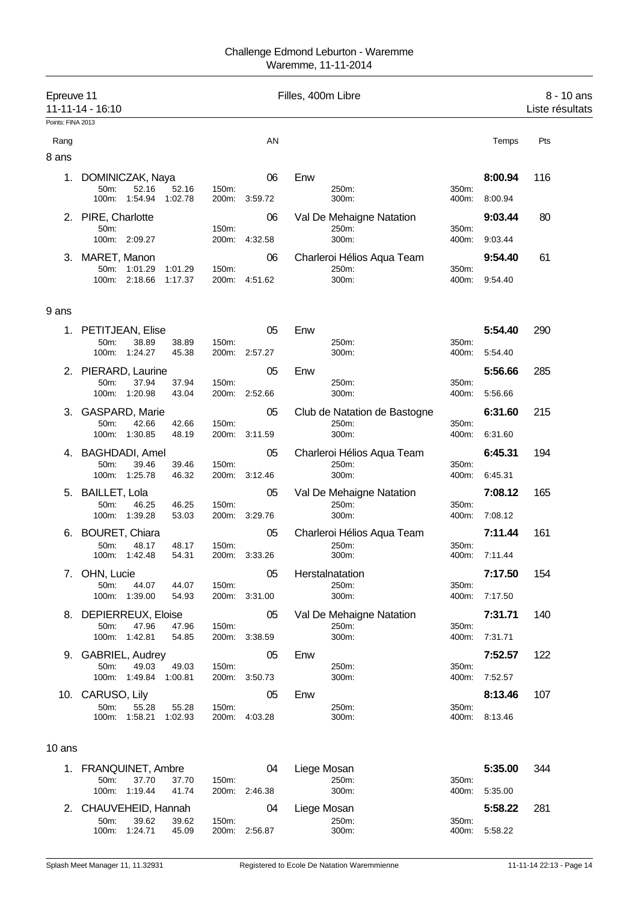Challenge Edmond Leburton - Waremme
Waremme, 11-11-2014

## Epreuve 11 — Filles, 400m Libre — 8 - 10 ans

11-11-14 - 16:10 — Liste résultats

Points: FINA 2013

| Rang | | AN | | Temps | Pts |
|---|---|---|---|---|---|

### 8 ans

| Rang | Nom | AN | Club | Temps | Pts |
|---|---|---|---|---|---|
| 1. | DOMINICZAK, Naya | 06 | Enw | **8:00.94** | 116 |
| | 50m: 52.16 52.16 / 100m: 1:54.94 1:02.78 / 150m: / 200m: 3:59.72 | | 250m: / 300m: | 350m: / 400m: 8:00.94 | |
| 2. | PIRE, Charlotte | 06 | Val De Mehaigne Natation | **9:03.44** | 80 |
| | 50m: / 100m: 2:09.27 / 150m: / 200m: 4:32.58 | | 250m: / 300m: | 350m: / 400m: 9:03.44 | |
| 3. | MARET, Manon | 06 | Charleroi Hélios Aqua Team | **9:54.40** | 61 |
| | 50m: 1:01.29 1:01.29 / 100m: 2:18.66 1:17.37 / 150m: / 200m: 4:51.62 | | 250m: / 300m: | 350m: / 400m: 9:54.40 | |

### 9 ans

| Rang | Nom | AN | Club | Temps | Pts |
|---|---|---|---|---|---|
| 1. | PETITJEAN, Elise | 05 | Enw | **5:54.40** | 290 |
| | 50m: 38.89 38.89 / 100m: 1:24.27 45.38 / 150m: / 200m: 2:57.27 | | 250m: / 300m: | 350m: / 400m: 5:54.40 | |
| 2. | PIERARD, Laurine | 05 | Enw | **5:56.66** | 285 |
| | 50m: 37.94 37.94 / 100m: 1:20.98 43.04 / 150m: / 200m: 2:52.66 | | 250m: / 300m: | 350m: / 400m: 5:56.66 | |
| 3. | GASPARD, Marie | 05 | Club de Natation de Bastogne | **6:31.60** | 215 |
| | 50m: 42.66 42.66 / 100m: 1:30.85 48.19 / 150m: / 200m: 3:11.59 | | 250m: / 300m: | 350m: / 400m: 6:31.60 | |
| 4. | BAGHDADI, Amel | 05 | Charleroi Hélios Aqua Team | **6:45.31** | 194 |
| | 50m: 39.46 39.46 / 100m: 1:25.78 46.32 / 150m: / 200m: 3:12.46 | | 250m: / 300m: | 350m: / 400m: 6:45.31 | |
| 5. | BAILLET, Lola | 05 | Val De Mehaigne Natation | **7:08.12** | 165 |
| | 50m: 46.25 46.25 / 100m: 1:39.28 53.03 / 150m: / 200m: 3:29.76 | | 250m: / 300m: | 350m: / 400m: 7:08.12 | |
| 6. | BOURET, Chiara | 05 | Charleroi Hélios Aqua Team | **7:11.44** | 161 |
| | 50m: 48.17 48.17 / 100m: 1:42.48 54.31 / 150m: / 200m: 3:33.26 | | 250m: / 300m: | 350m: / 400m: 7:11.44 | |
| 7. | OHN, Lucie | 05 | Herstalnatation | **7:17.50** | 154 |
| | 50m: 44.07 44.07 / 100m: 1:39.00 54.93 / 150m: / 200m: 3:31.00 | | 250m: / 300m: | 350m: / 400m: 7:17.50 | |
| 8. | DEPIERREUX, Eloise | 05 | Val De Mehaigne Natation | **7:31.71** | 140 |
| | 50m: 47.96 47.96 / 100m: 1:42.81 54.85 / 150m: / 200m: 3:38.59 | | 250m: / 300m: | 350m: / 400m: 7:31.71 | |
| 9. | GABRIEL, Audrey | 05 | Enw | **7:52.57** | 122 |
| | 50m: 49.03 49.03 / 100m: 1:49.84 1:00.81 / 150m: / 200m: 3:50.73 | | 250m: / 300m: | 350m: / 400m: 7:52.57 | |
| 10. | CARUSO, Lily | 05 | Enw | **8:13.46** | 107 |
| | 50m: 55.28 55.28 / 100m: 1:58.21 1:02.93 / 150m: / 200m: 4:03.28 | | 250m: / 300m: | 350m: / 400m: 8:13.46 | |

### 10 ans

| Rang | Nom | AN | Club | Temps | Pts |
|---|---|---|---|---|---|
| 1. | FRANQUINET, Ambre | 04 | Liege Mosan | **5:35.00** | 344 |
| | 50m: 37.70 37.70 / 100m: 1:19.44 41.74 / 150m: / 200m: 2:46.38 | | 250m: / 300m: | 350m: / 400m: 5:35.00 | |
| 2. | CHAUVEHEID, Hannah | 04 | Liege Mosan | **5:58.22** | 281 |
| | 50m: 39.62 39.62 / 100m: 1:24.71 45.09 / 150m: / 200m: 2:56.87 | | 250m: / 300m: | 350m: / 400m: 5:58.22 | |

Splash Meet Manager 11, 11.32931 — Registered to Ecole De Natation Waremmienne — 11-11-14 22:13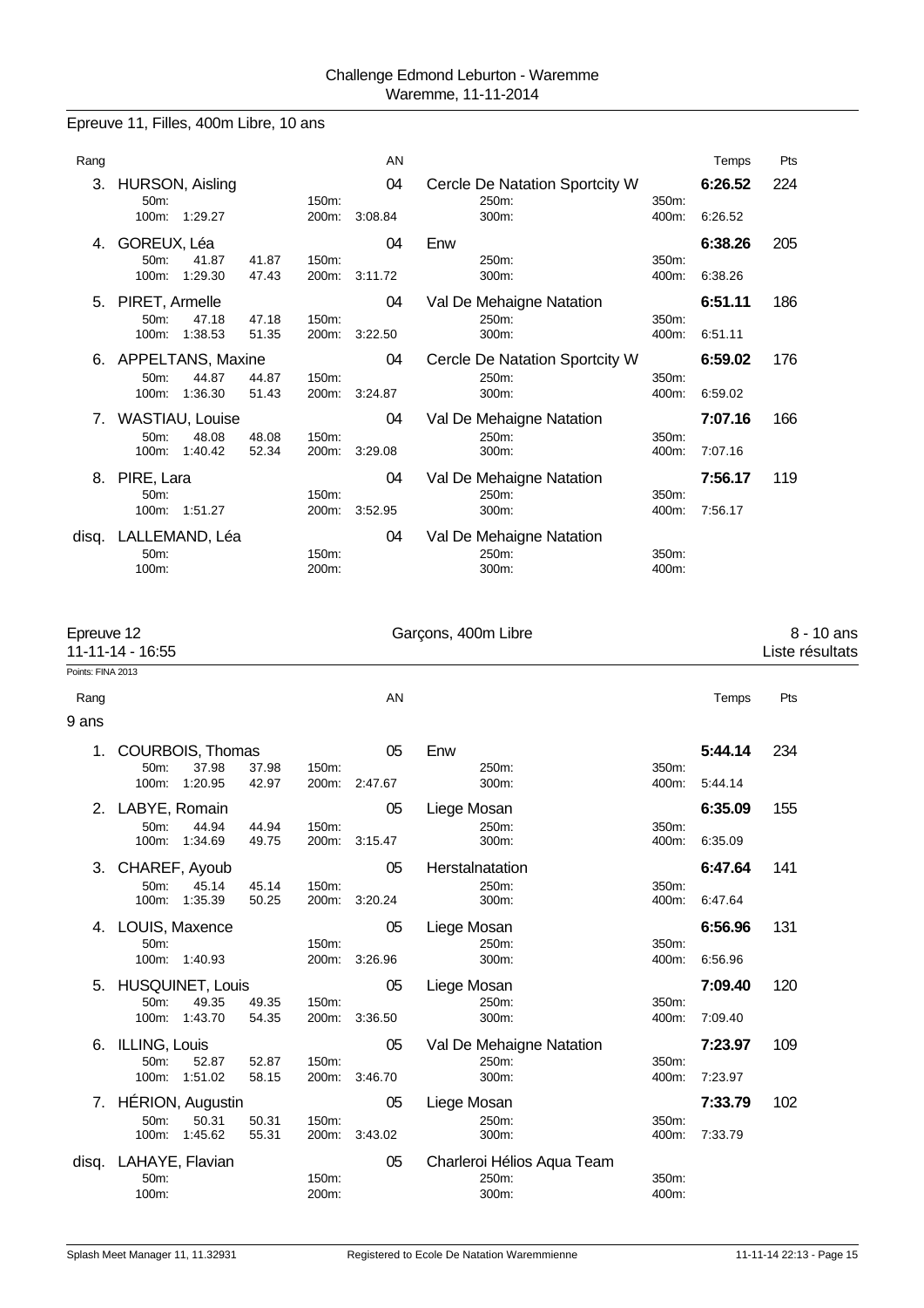Challenge Edmond Leburton - Waremme
Waremme, 11-11-2014

## Epreuve 11, Filles, 400m Libre, 10 ans

| Rang | Nom | AN | Club | Temps | Pts |
|---|---|---|---|---|---|
| 3. | HURSON, Aisling | 04 | Cercle De Natation Sportcity W | 6:26.52 | 224 |
| | 50m: / 100m: 1:29.27 / 150m: / 200m: 3:08.84 / 250m: / 300m: / 350m: / 400m: 6:26.52 | | | | |
| 4. | GOREUX, Léa | 04 | Enw | 6:38.26 | 205 |
| | 50m: 41.87 41.87 / 100m: 1:29.30 47.43 / 150m: / 200m: 3:11.72 / 250m: / 300m: / 350m: / 400m: 6:38.26 | | | | |
| 5. | PIRET, Armelle | 04 | Val De Mehaigne Natation | 6:51.11 | 186 |
| | 50m: 47.18 47.18 / 100m: 1:38.53 51.35 / 150m: / 200m: 3:22.50 / 250m: / 300m: / 350m: / 400m: 6:51.11 | | | | |
| 6. | APPELTANS, Maxine | 04 | Cercle De Natation Sportcity W | 6:59.02 | 176 |
| | 50m: 44.87 44.87 / 100m: 1:36.30 51.43 / 150m: / 200m: 3:24.87 / 250m: / 300m: / 350m: / 400m: 6:59.02 | | | | |
| 7. | WASTIAU, Louise | 04 | Val De Mehaigne Natation | 7:07.16 | 166 |
| | 50m: 48.08 48.08 / 100m: 1:40.42 52.34 / 150m: / 200m: 3:29.08 / 250m: / 300m: / 350m: / 400m: 7:07.16 | | | | |
| 8. | PIRE, Lara | 04 | Val De Mehaigne Natation | 7:56.17 | 119 |
| | 50m: / 100m: 1:51.27 / 150m: / 200m: 3:52.95 / 250m: / 300m: / 350m: / 400m: 7:56.17 | | | | |
| disq. | LALLEMAND, Léa | 04 | Val De Mehaigne Natation | | |
| | 50m: / 100m: / 150m: / 200m: / 250m: / 300m: / 350m: / 400m: | | | | |

## Epreuve 12 — Garçons, 400m Libre — 8 - 10 ans

11-11-14 - 16:55 — Liste résultats

Points: FINA 2013

### 9 ans

| Rang | Nom | AN | Club | Temps | Pts |
|---|---|---|---|---|---|
| 1. | COURBOIS, Thomas | 05 | Enw | 5:44.14 | 234 |
| | 50m: 37.98 37.98 / 100m: 1:20.95 42.97 / 150m: / 200m: 2:47.67 / 250m: / 300m: / 350m: / 400m: 5:44.14 | | | | |
| 2. | LABYE, Romain | 05 | Liege Mosan | 6:35.09 | 155 |
| | 50m: 44.94 44.94 / 100m: 1:34.69 49.75 / 150m: / 200m: 3:15.47 / 250m: / 300m: / 350m: / 400m: 6:35.09 | | | | |
| 3. | CHAREF, Ayoub | 05 | Herstalnatation | 6:47.64 | 141 |
| | 50m: 45.14 45.14 / 100m: 1:35.39 50.25 / 150m: / 200m: 3:20.24 / 250m: / 300m: / 350m: / 400m: 6:47.64 | | | | |
| 4. | LOUIS, Maxence | 05 | Liege Mosan | 6:56.96 | 131 |
| | 50m: / 100m: 1:40.93 / 150m: / 200m: 3:26.96 / 250m: / 300m: / 350m: / 400m: 6:56.96 | | | | |
| 5. | HUSQUINET, Louis | 05 | Liege Mosan | 7:09.40 | 120 |
| | 50m: 49.35 49.35 / 100m: 1:43.70 54.35 / 150m: / 200m: 3:36.50 / 250m: / 300m: / 350m: / 400m: 7:09.40 | | | | |
| 6. | ILLING, Louis | 05 | Val De Mehaigne Natation | 7:23.97 | 109 |
| | 50m: 52.87 52.87 / 100m: 1:51.02 58.15 / 150m: / 200m: 3:46.70 / 250m: / 300m: / 350m: / 400m: 7:23.97 | | | | |
| 7. | HÉRION, Augustin | 05 | Liege Mosan | 7:33.79 | 102 |
| | 50m: 50.31 50.31 / 100m: 1:45.62 55.31 / 150m: / 200m: 3:43.02 / 250m: / 300m: / 350m: / 400m: 7:33.79 | | | | |
| disq. | LAHAYE, Flavian | 05 | Charleroi Hélios Aqua Team | | |
| | 50m: / 100m: / 150m: / 200m: / 250m: / 300m: / 350m: / 400m: | | | | |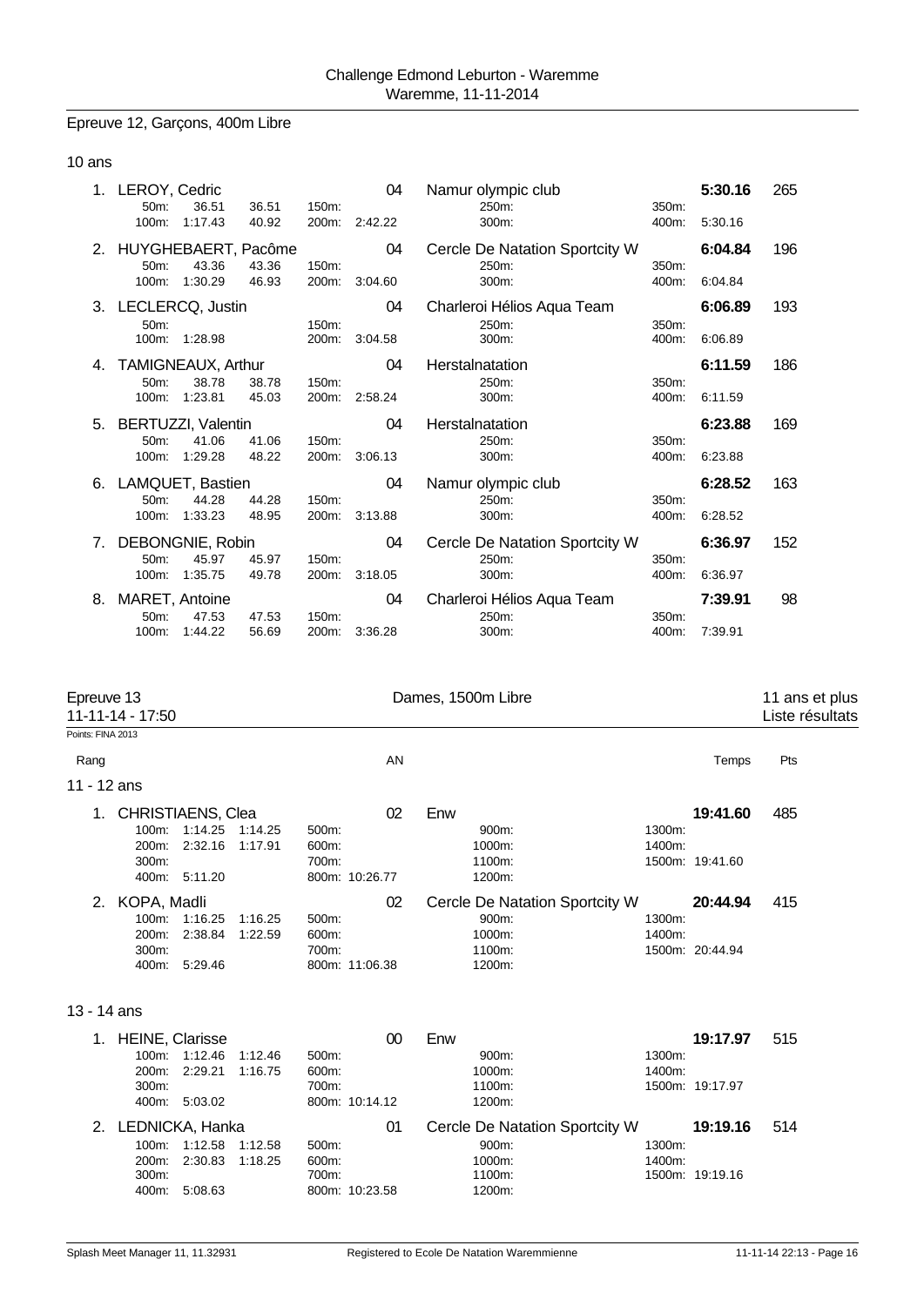## Epreuve 12, Garçons, 400m Libre

### 10 ans

| Rang | Nom | AN | Club | Temps | Pts |
|---|---|---|---|---|---|
| 1. | LEROY, Cedric | 04 | Namur olympic club | 5:30.16 | 265 |
| | 50m: 36.51 36.51 · 100m: 1:17.43 40.92 · 150m: · 200m: 2:42.22 · 250m: · 300m: · 350m: · 400m: 5:30.16 | | | | |
| 2. | HUYGHEBAERT, Pacôme | 04 | Cercle De Natation Sportcity W | 6:04.84 | 196 |
| | 50m: 43.36 43.36 · 100m: 1:30.29 46.93 · 150m: · 200m: 3:04.60 · 250m: · 300m: · 350m: · 400m: 6:04.84 | | | | |
| 3. | LECLERCQ, Justin | 04 | Charleroi Hélios Aqua Team | 6:06.89 | 193 |
| | 50m: · 100m: 1:28.98 · 150m: · 200m: 3:04.58 · 250m: · 300m: · 350m: · 400m: 6:06.89 | | | | |
| 4. | TAMIGNEAUX, Arthur | 04 | Herstalnatation | 6:11.59 | 186 |
| | 50m: 38.78 38.78 · 100m: 1:23.81 45.03 · 150m: · 200m: 2:58.24 · 250m: · 300m: · 350m: · 400m: 6:11.59 | | | | |
| 5. | BERTUZZI, Valentin | 04 | Herstalnatation | 6:23.88 | 169 |
| | 50m: 41.06 41.06 · 100m: 1:29.28 48.22 · 150m: · 200m: 3:06.13 · 250m: · 300m: · 350m: · 400m: 6:23.88 | | | | |
| 6. | LAMQUET, Bastien | 04 | Namur olympic club | 6:28.52 | 163 |
| | 50m: 44.28 44.28 · 100m: 1:33.23 48.95 · 150m: · 200m: 3:13.88 · 250m: · 300m: · 350m: · 400m: 6:28.52 | | | | |
| 7. | DEBONGNIE, Robin | 04 | Cercle De Natation Sportcity W | 6:36.97 | 152 |
| | 50m: 45.97 45.97 · 100m: 1:35.75 49.78 · 150m: · 200m: 3:18.05 · 250m: · 300m: · 350m: · 400m: 6:36.97 | | | | |
| 8. | MARET, Antoine | 04 | Charleroi Hélios Aqua Team | 7:39.91 | 98 |
| | 50m: 47.53 47.53 · 100m: 1:44.22 56.69 · 150m: · 200m: 3:36.28 · 250m: · 300m: · 350m: · 400m: 7:39.91 | | | | |

## Epreuve 13 — Dames, 1500m Libre — 11 ans et plus

11-11-14 - 17:50 — Liste résultats

Points: FINA 2013

### 11 - 12 ans

| Rang | Nom | AN | Club | Temps | Pts |
|---|---|---|---|---|---|
| 1. | CHRISTIAENS, Clea | 02 | Enw | 19:41.60 | 485 |
| | 100m: 1:14.25 1:14.25 · 200m: 2:32.16 1:17.91 · 300m: · 400m: 5:11.20 · 500m: · 600m: · 700m: · 800m: 10:26.77 · 900m: · 1000m: · 1100m: · 1200m: · 1300m: · 1400m: · 1500m: 19:41.60 | | | | |
| 2. | KOPA, Madli | 02 | Cercle De Natation Sportcity W | 20:44.94 | 415 |
| | 100m: 1:16.25 1:16.25 · 200m: 2:38.84 1:22.59 · 300m: · 400m: 5:29.46 · 500m: · 600m: · 700m: · 800m: 11:06.38 · 900m: · 1000m: · 1100m: · 1200m: · 1300m: · 1400m: · 1500m: 20:44.94 | | | | |

### 13 - 14 ans

| Rang | Nom | AN | Club | Temps | Pts |
|---|---|---|---|---|---|
| 1. | HEINE, Clarisse | 00 | Enw | 19:17.97 | 515 |
| | 100m: 1:12.46 1:12.46 · 200m: 2:29.21 1:16.75 · 300m: · 400m: 5:03.02 · 500m: · 600m: · 700m: · 800m: 10:14.12 · 900m: · 1000m: · 1100m: · 1200m: · 1300m: · 1400m: · 1500m: 19:17.97 | | | | |
| 2. | LEDNICKA, Hanka | 01 | Cercle De Natation Sportcity W | 19:19.16 | 514 |
| | 100m: 1:12.58 1:12.58 · 200m: 2:30.83 1:18.25 · 300m: · 400m: 5:08.63 · 500m: · 600m: · 700m: · 800m: 10:23.58 · 900m: · 1000m: · 1100m: · 1200m: · 1300m: · 1400m: · 1500m: 19:19.16 | | | | |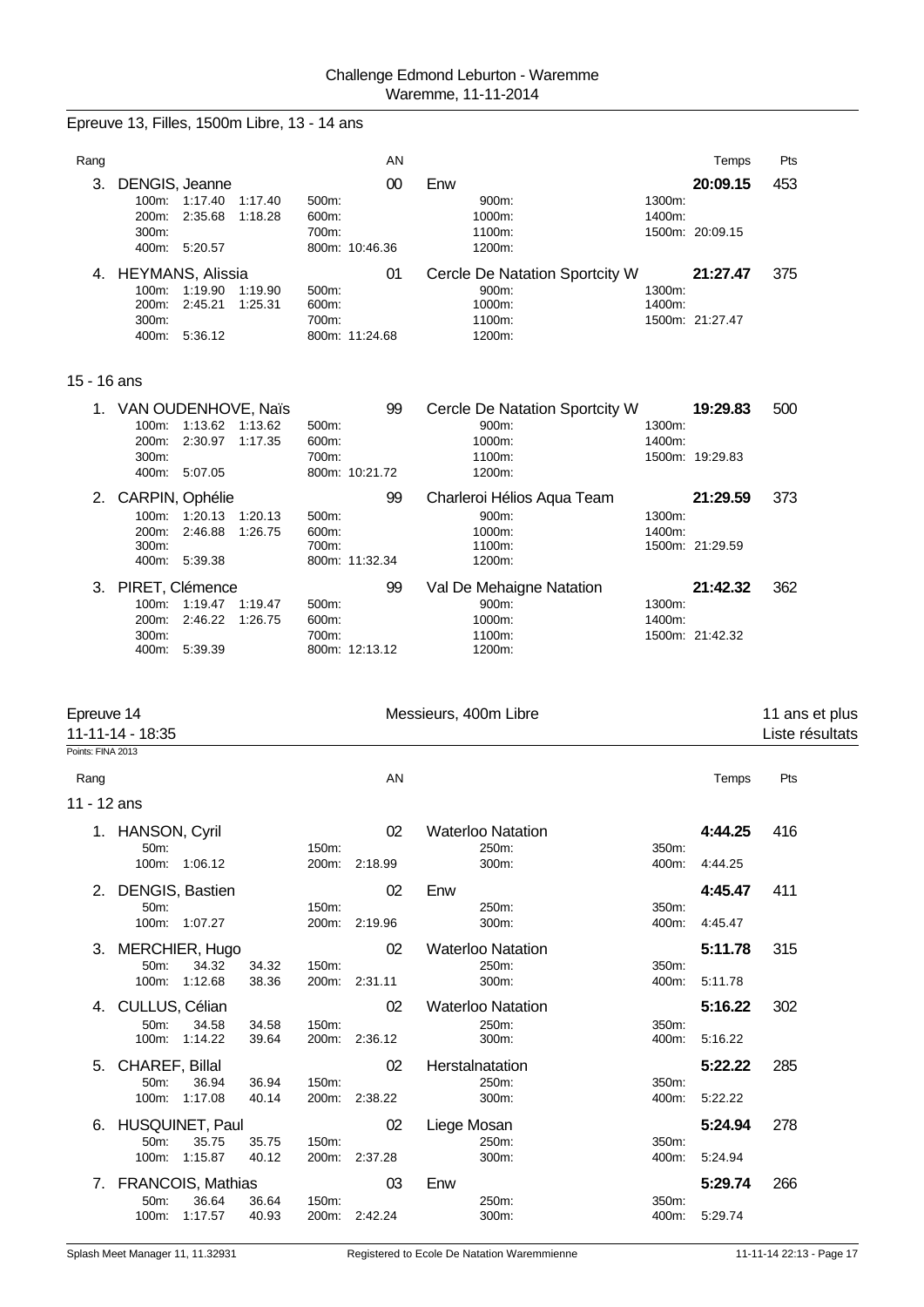Epreuve 13, Filles, 1500m Libre, 13 - 14 ans

| Rang | | | AN | | | Temps | Pts |
|---|---|---|---|---|---|---|---|
| 3. | DENGIS, Jeanne | | 00 | Enw | | **20:09.15** | 453 |
| | 100m: 1:17.40 1:17.40 | 500m: | | 900m: | 1300m: | | |
| | 200m: 2:35.68 1:18.28 | 600m: | | 1000m: | 1400m: | | |
| | 300m: | 700m: | | 1100m: | 1500m: 20:09.15 | | |
| | 400m: 5:20.57 | 800m: 10:46.36 | | 1200m: | | | |
| 4. | HEYMANS, Alissia | | 01 | Cercle De Natation Sportcity W | | **21:27.47** | 375 |
| | 100m: 1:19.90 1:19.90 | 500m: | | 900m: | 1300m: | | |
| | 200m: 2:45.21 1:25.31 | 600m: | | 1000m: | 1400m: | | |
| | 300m: | 700m: | | 1100m: | 1500m: 21:27.47 | | |
| | 400m: 5:36.12 | 800m: 11:24.68 | | 1200m: | | | |

15 - 16 ans

| Rang | | | AN | | | Temps | Pts |
|---|---|---|---|---|---|---|---|
| 1. | VAN OUDENHOVE, Naïs | | 99 | Cercle De Natation Sportcity W | | **19:29.83** | 500 |
| | 100m: 1:13.62 1:13.62 | 500m: | | 900m: | 1300m: | | |
| | 200m: 2:30.97 1:17.35 | 600m: | | 1000m: | 1400m: | | |
| | 300m: | 700m: | | 1100m: | 1500m: 19:29.83 | | |
| | 400m: 5:07.05 | 800m: 10:21.72 | | 1200m: | | | |
| 2. | CARPIN, Ophélie | | 99 | Charleroi Hélios Aqua Team | | **21:29.59** | 373 |
| | 100m: 1:20.13 1:20.13 | 500m: | | 900m: | 1300m: | | |
| | 200m: 2:46.88 1:26.75 | 600m: | | 1000m: | 1400m: | | |
| | 300m: | 700m: | | 1100m: | 1500m: 21:29.59 | | |
| | 400m: 5:39.38 | 800m: 11:32.34 | | 1200m: | | | |
| 3. | PIRET, Clémence | | 99 | Val De Mehaigne Natation | | **21:42.32** | 362 |
| | 100m: 1:19.47 1:19.47 | 500m: | | 900m: | 1300m: | | |
| | 200m: 2:46.22 1:26.75 | 600m: | | 1000m: | 1400m: | | |
| | 300m: | 700m: | | 1100m: | 1500m: 21:42.32 | | |
| | 400m: 5:39.39 | 800m: 12:13.12 | | 1200m: | | | |

## Epreuve 14 — Messieurs, 400m Libre — 11 ans et plus

11-11-14 - 18:35 — Liste résultats

Points: FINA 2013

11 - 12 ans

| Rang | | | AN | | | Temps | Pts |
|---|---|---|---|---|---|---|---|
| 1. | HANSON, Cyril | | 02 | Waterloo Natation | | **4:44.25** | 416 |
| | 50m: | 150m: | | 250m: | 350m: | | |
| | 100m: 1:06.12 | 200m: 2:18.99 | | 300m: | 400m: 4:44.25 | | |
| 2. | DENGIS, Bastien | | 02 | Enw | | **4:45.47** | 411 |
| | 50m: | 150m: | | 250m: | 350m: | | |
| | 100m: 1:07.27 | 200m: 2:19.96 | | 300m: | 400m: 4:45.47 | | |
| 3. | MERCHIER, Hugo | | 02 | Waterloo Natation | | **5:11.78** | 315 |
| | 50m: 34.32 34.32 | 150m: | | 250m: | 350m: | | |
| | 100m: 1:12.68 38.36 | 200m: 2:31.11 | | 300m: | 400m: 5:11.78 | | |
| 4. | CULLUS, Célian | | 02 | Waterloo Natation | | **5:16.22** | 302 |
| | 50m: 34.58 34.58 | 150m: | | 250m: | 350m: | | |
| | 100m: 1:14.22 39.64 | 200m: 2:36.12 | | 300m: | 400m: 5:16.22 | | |
| 5. | CHAREF, Billal | | 02 | Herstalnatation | | **5:22.22** | 285 |
| | 50m: 36.94 36.94 | 150m: | | 250m: | 350m: | | |
| | 100m: 1:17.08 40.14 | 200m: 2:38.22 | | 300m: | 400m: 5:22.22 | | |
| 6. | HUSQUINET, Paul | | 02 | Liege Mosan | | **5:24.94** | 278 |
| | 50m: 35.75 35.75 | 150m: | | 250m: | 350m: | | |
| | 100m: 1:15.87 40.12 | 200m: 2:37.28 | | 300m: | 400m: 5:24.94 | | |
| 7. | FRANCOIS, Mathias | | 03 | Enw | | **5:29.74** | 266 |
| | 50m: 36.64 36.64 | 150m: | | 250m: | 350m: | | |
| | 100m: 1:17.57 40.93 | 200m: 2:42.24 | | 300m: | 400m: 5:29.74 | | |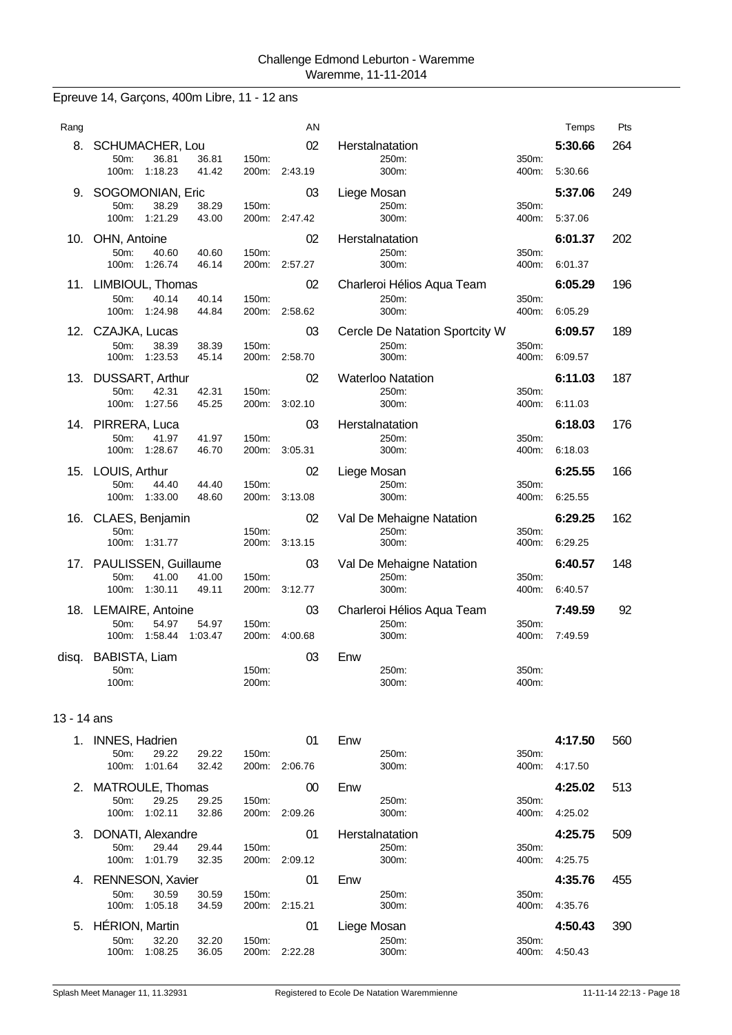Challenge Edmond Leburton - Waremme
Waremme, 11-11-2014

## Epreuve 14, Garçons, 400m Libre, 11 - 12 ans

| Rang | Nom | AN | Club | Temps | Pts |
|---|---|---|---|---|---|
| 8. | SCHUMACHER, Lou | 02 | Herstalnatation | **5:30.66** | 264 |
| | 50m: 36.81 36.81 / 100m: 1:18.23 41.42 / 150m: / 200m: 2:43.19 | | 250m: / 300m: / 350m: / 400m: 5:30.66 | | |
| 9. | SOGOMONIAN, Eric | 03 | Liege Mosan | **5:37.06** | 249 |
| | 50m: 38.29 38.29 / 100m: 1:21.29 43.00 / 150m: / 200m: 2:47.42 | | 250m: / 300m: / 350m: / 400m: 5:37.06 | | |
| 10. | OHN, Antoine | 02 | Herstalnatation | **6:01.37** | 202 |
| | 50m: 40.60 40.60 / 100m: 1:26.74 46.14 / 150m: / 200m: 2:57.27 | | 250m: / 300m: / 350m: / 400m: 6:01.37 | | |
| 11. | LIMBIOUL, Thomas | 02 | Charleroi Hélios Aqua Team | **6:05.29** | 196 |
| | 50m: 40.14 40.14 / 100m: 1:24.98 44.84 / 150m: / 200m: 2:58.62 | | 250m: / 300m: / 350m: / 400m: 6:05.29 | | |
| 12. | CZAJKA, Lucas | 03 | Cercle De Natation Sportcity W | **6:09.57** | 189 |
| | 50m: 38.39 38.39 / 100m: 1:23.53 45.14 / 150m: / 200m: 2:58.70 | | 250m: / 300m: / 350m: / 400m: 6:09.57 | | |
| 13. | DUSSART, Arthur | 02 | Waterloo Natation | **6:11.03** | 187 |
| | 50m: 42.31 42.31 / 100m: 1:27.56 45.25 / 150m: / 200m: 3:02.10 | | 250m: / 300m: / 350m: / 400m: 6:11.03 | | |
| 14. | PIRRERA, Luca | 03 | Herstalnatation | **6:18.03** | 176 |
| | 50m: 41.97 41.97 / 100m: 1:28.67 46.70 / 150m: / 200m: 3:05.31 | | 250m: / 300m: / 350m: / 400m: 6:18.03 | | |
| 15. | LOUIS, Arthur | 02 | Liege Mosan | **6:25.55** | 166 |
| | 50m: 44.40 44.40 / 100m: 1:33.00 48.60 / 150m: / 200m: 3:13.08 | | 250m: / 300m: / 350m: / 400m: 6:25.55 | | |
| 16. | CLAES, Benjamin | 02 | Val De Mehaigne Natation | **6:29.25** | 162 |
| | 50m: / 100m: 1:31.77 / 150m: / 200m: 3:13.15 | | 250m: / 300m: / 350m: / 400m: 6:29.25 | | |
| 17. | PAULISSEN, Guillaume | 03 | Val De Mehaigne Natation | **6:40.57** | 148 |
| | 50m: 41.00 41.00 / 100m: 1:30.11 49.11 / 150m: / 200m: 3:12.77 | | 250m: / 300m: / 350m: / 400m: 6:40.57 | | |
| 18. | LEMAIRE, Antoine | 03 | Charleroi Hélios Aqua Team | **7:49.59** | 92 |
| | 50m: 54.97 54.97 / 100m: 1:58.44 1:03.47 / 150m: / 200m: 4:00.68 | | 250m: / 300m: / 350m: / 400m: 7:49.59 | | |
| disq. | BABISTA, Liam | 03 | Enw | | |
| | 50m: / 100m: / 150m: / 200m: | | 250m: / 300m: / 350m: / 400m: | | |

## 13 - 14 ans

| Rang | Nom | AN | Club | Temps | Pts |
|---|---|---|---|---|---|
| 1. | INNES, Hadrien | 01 | Enw | **4:17.50** | 560 |
| | 50m: 29.22 29.22 / 100m: 1:01.64 32.42 / 150m: / 200m: 2:06.76 | | 250m: / 300m: / 350m: / 400m: 4:17.50 | | |
| 2. | MATROULE, Thomas | 00 | Enw | **4:25.02** | 513 |
| | 50m: 29.25 29.25 / 100m: 1:02.11 32.86 / 150m: / 200m: 2:09.26 | | 250m: / 300m: / 350m: / 400m: 4:25.02 | | |
| 3. | DONATI, Alexandre | 01 | Herstalnatation | **4:25.75** | 509 |
| | 50m: 29.44 29.44 / 100m: 1:01.79 32.35 / 150m: / 200m: 2:09.12 | | 250m: / 300m: / 350m: / 400m: 4:25.75 | | |
| 4. | RENNESON, Xavier | 01 | Enw | **4:35.76** | 455 |
| | 50m: 30.59 30.59 / 100m: 1:05.18 34.59 / 150m: / 200m: 2:15.21 | | 250m: / 300m: / 350m: / 400m: 4:35.76 | | |
| 5. | HÉRION, Martin | 01 | Liege Mosan | **4:50.43** | 390 |
| | 50m: 32.20 32.20 / 100m: 1:08.25 36.05 / 150m: / 200m: 2:22.28 | | 250m: / 300m: / 350m: / 400m: 4:50.43 | | |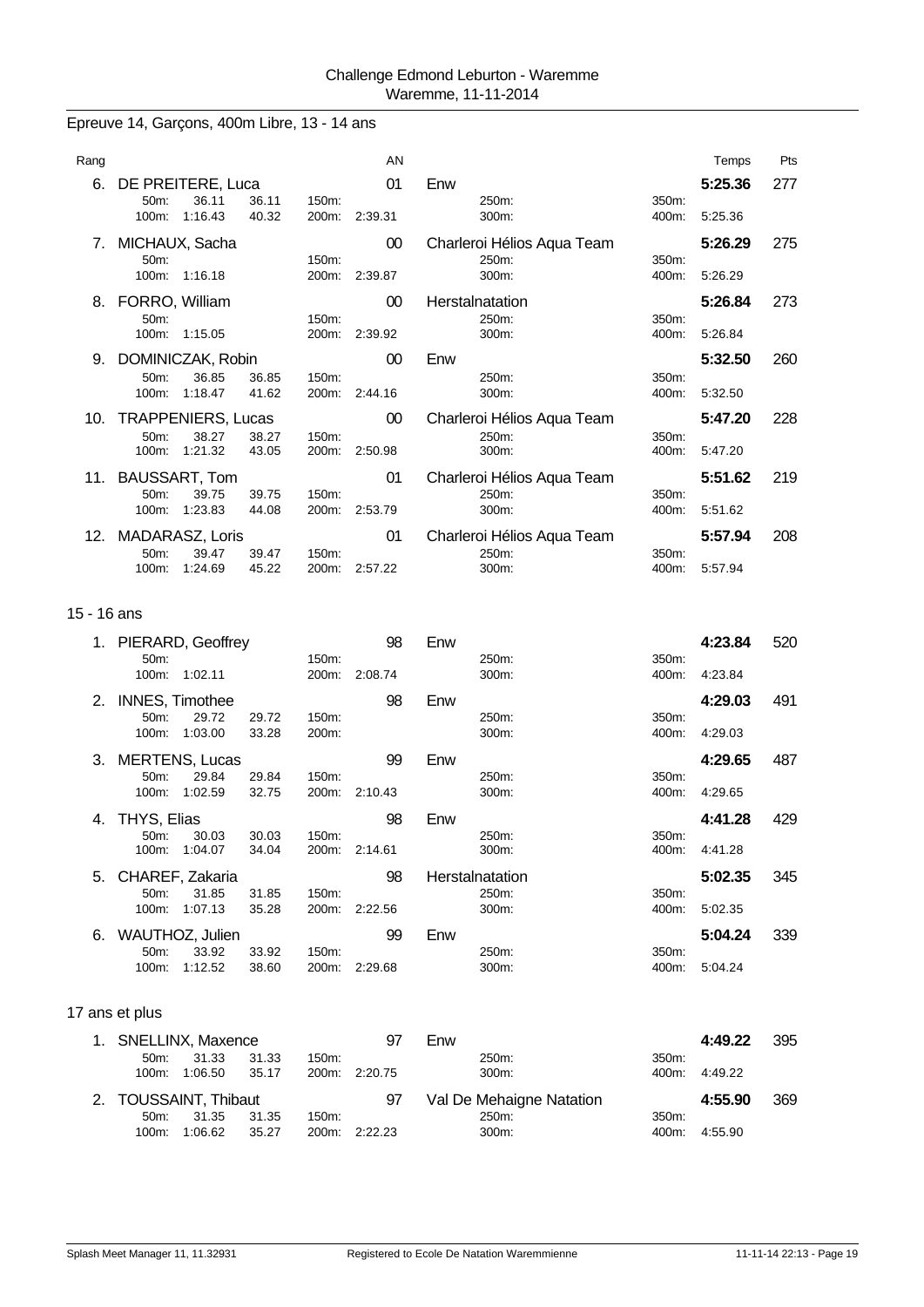Challenge Edmond Leburton - Waremme
Waremme, 11-11-2014

## Epreuve 14, Garçons, 400m Libre, 13 - 14 ans

| Rang | Nom | AN | Club | Temps | Pts |
|---|---|---|---|---|---|
| 6. | DE PREITERE, Luca | 01 | Enw | 5:25.36 | 277 |
| | 50m: 36.11 36.11 / 100m: 1:16.43 40.32 / 150m: / 200m: 2:39.31 / 250m: / 300m: / 350m: / 400m: 5:25.36 | | | | |
| 7. | MICHAUX, Sacha | 00 | Charleroi Hélios Aqua Team | 5:26.29 | 275 |
| | 50m: / 100m: 1:16.18 / 150m: / 200m: 2:39.87 / 250m: / 300m: / 350m: / 400m: 5:26.29 | | | | |
| 8. | FORRO, William | 00 | Herstalnatation | 5:26.84 | 273 |
| | 50m: / 100m: 1:15.05 / 150m: / 200m: 2:39.92 / 250m: / 300m: / 350m: / 400m: 5:26.84 | | | | |
| 9. | DOMINICZAK, Robin | 00 | Enw | 5:32.50 | 260 |
| | 50m: 36.85 36.85 / 100m: 1:18.47 41.62 / 150m: / 200m: 2:44.16 / 250m: / 300m: / 350m: / 400m: 5:32.50 | | | | |
| 10. | TRAPPENIERS, Lucas | 00 | Charleroi Hélios Aqua Team | 5:47.20 | 228 |
| | 50m: 38.27 38.27 / 100m: 1:21.32 43.05 / 150m: / 200m: 2:50.98 / 250m: / 300m: / 350m: / 400m: 5:47.20 | | | | |
| 11. | BAUSSART, Tom | 01 | Charleroi Hélios Aqua Team | 5:51.62 | 219 |
| | 50m: 39.75 39.75 / 100m: 1:23.83 44.08 / 150m: / 200m: 2:53.79 / 250m: / 300m: / 350m: / 400m: 5:51.62 | | | | |
| 12. | MADARASZ, Loris | 01 | Charleroi Hélios Aqua Team | 5:57.94 | 208 |
| | 50m: 39.47 39.47 / 100m: 1:24.69 45.22 / 150m: / 200m: 2:57.22 / 250m: / 300m: / 350m: / 400m: 5:57.94 | | | | |

### 15 - 16 ans

| Rang | Nom | AN | Club | Temps | Pts |
|---|---|---|---|---|---|
| 1. | PIERARD, Geoffrey | 98 | Enw | 4:23.84 | 520 |
| | 50m: / 100m: 1:02.11 / 150m: / 200m: 2:08.74 / 250m: / 300m: / 350m: / 400m: 4:23.84 | | | | |
| 2. | INNES, Timothee | 98 | Enw | 4:29.03 | 491 |
| | 50m: 29.72 29.72 / 100m: 1:03.00 33.28 / 150m: / 200m: / 250m: / 300m: / 350m: / 400m: 4:29.03 | | | | |
| 3. | MERTENS, Lucas | 99 | Enw | 4:29.65 | 487 |
| | 50m: 29.84 29.84 / 100m: 1:02.59 32.75 / 150m: / 200m: 2:10.43 / 250m: / 300m: / 350m: / 400m: 4:29.65 | | | | |
| 4. | THYS, Elias | 98 | Enw | 4:41.28 | 429 |
| | 50m: 30.03 30.03 / 100m: 1:04.07 34.04 / 150m: / 200m: 2:14.61 / 250m: / 300m: / 350m: / 400m: 4:41.28 | | | | |
| 5. | CHAREF, Zakaria | 98 | Herstalnatation | 5:02.35 | 345 |
| | 50m: 31.85 31.85 / 100m: 1:07.13 35.28 / 150m: / 200m: 2:22.56 / 250m: / 300m: / 350m: / 400m: 5:02.35 | | | | |
| 6. | WAUTHOZ, Julien | 99 | Enw | 5:04.24 | 339 |
| | 50m: 33.92 33.92 / 100m: 1:12.52 38.60 / 150m: / 200m: 2:29.68 / 250m: / 300m: / 350m: / 400m: 5:04.24 | | | | |

### 17 ans et plus

| Rang | Nom | AN | Club | Temps | Pts |
|---|---|---|---|---|---|
| 1. | SNELLINX, Maxence | 97 | Enw | 4:49.22 | 395 |
| | 50m: 31.33 31.33 / 100m: 1:06.50 35.17 / 150m: / 200m: 2:20.75 / 250m: / 300m: / 350m: / 400m: 4:49.22 | | | | |
| 2. | TOUSSAINT, Thibaut | 97 | Val De Mehaigne Natation | 4:55.90 | 369 |
| | 50m: 31.35 31.35 / 100m: 1:06.62 35.27 / 150m: / 200m: 2:22.23 / 250m: / 300m: / 350m: / 400m: 4:55.90 | | | | |